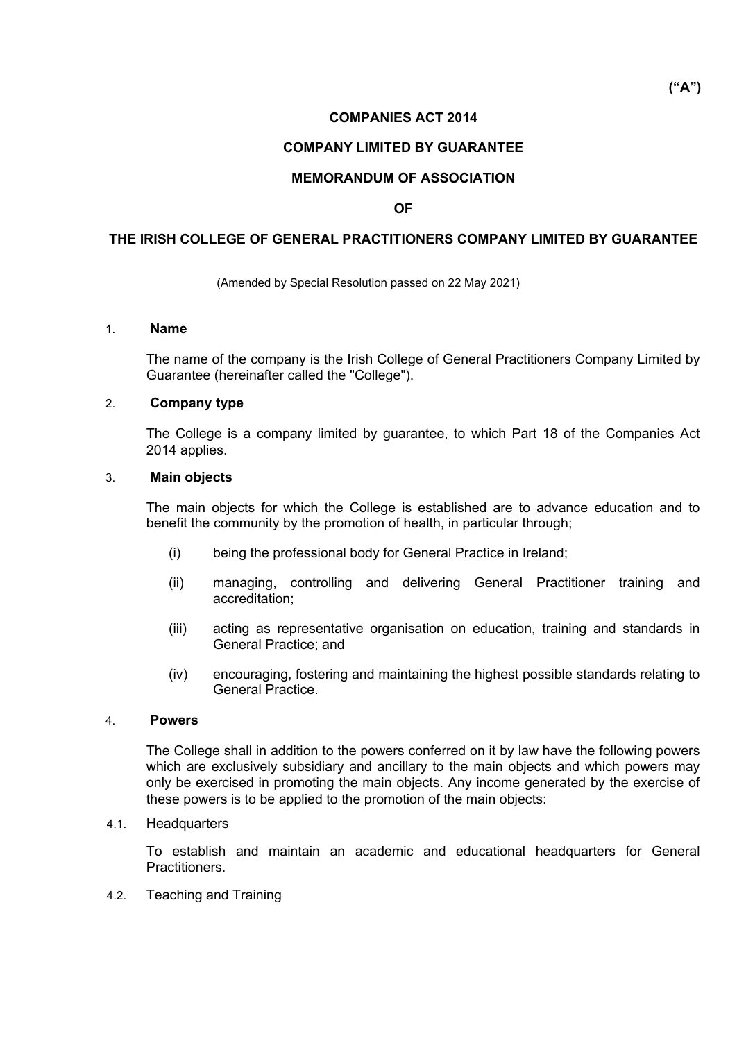**("A")**

**COMPANIES ACT 2014**

**COMPANY LIMITED BY GUARANTEE**

**MEMORANDUM OF ASSOCIATION**

**OF**

**THE IRISH COLLEGE OF GENERAL PRACTITIONERS COMPANY LIMITED BY GUARANTEE**

(Amended by Special Resolution passed on 22 May 2021)

1. **Name**

The name of the company is the Irish College of General Practitioners Company Limited by Guarantee (hereinafter called the "College").

2. **Company type**

The College is a company limited by guarantee, to which Part 18 of the Companies Act 2014 applies.

3. **Main objects**

The main objects for which the College is established are to advance education and to benefit the community by the promotion of health, in particular through;

(i) being the professional body for General Practice in Ireland;

(ii) managing, controlling and delivering General Practitioner training and accreditation;

(iii) acting as representative organisation on education, training and standards in General Practice; and

(iv) encouraging, fostering and maintaining the highest possible standards relating to General Practice.

4. **Powers**

The College shall in addition to the powers conferred on it by law have the following powers which are exclusively subsidiary and ancillary to the main objects and which powers may only be exercised in promoting the main objects. Any income generated by the exercise of these powers is to be applied to the promotion of the main objects:

4.1. Headquarters

To establish and maintain an academic and educational headquarters for General Practitioners.

4.2. Teaching and Training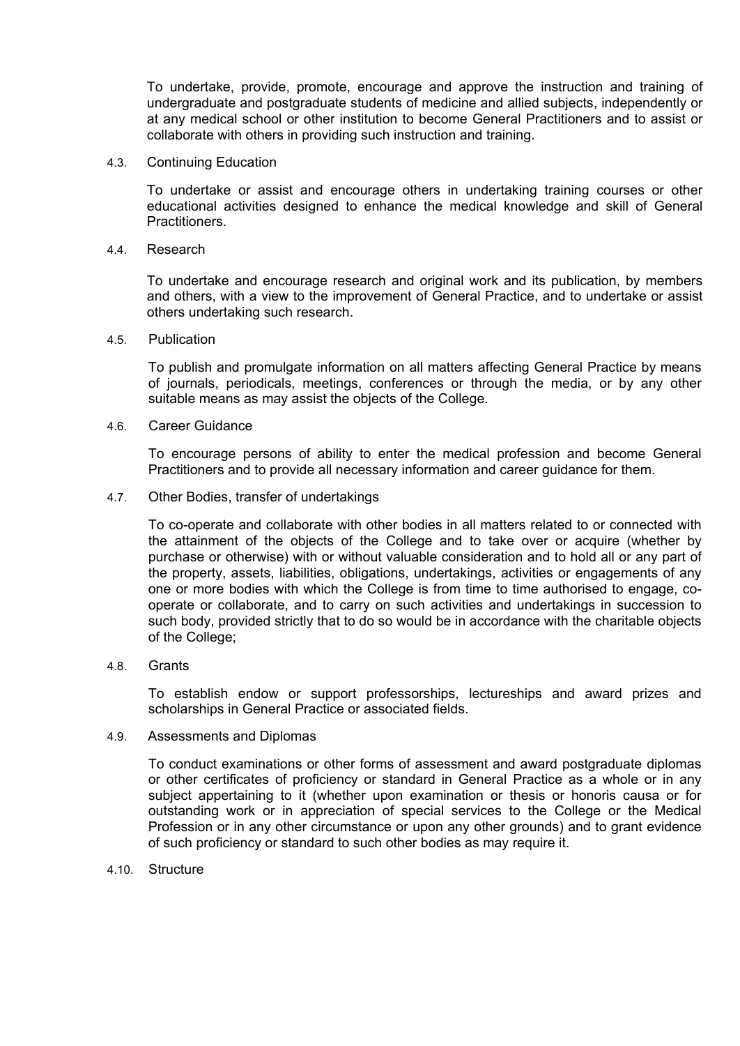To undertake, provide, promote, encourage and approve the instruction and training of undergraduate and postgraduate students of medicine and allied subjects, independently or at any medical school or other institution to become General Practitioners and to assist or collaborate with others in providing such instruction and training.

4.3. Continuing Education

To undertake or assist and encourage others in undertaking training courses or other educational activities designed to enhance the medical knowledge and skill of General Practitioners.

4.4. Research

To undertake and encourage research and original work and its publication, by members and others, with a view to the improvement of General Practice, and to undertake or assist others undertaking such research.

4.5. Publication

To publish and promulgate information on all matters affecting General Practice by means of journals, periodicals, meetings, conferences or through the media, or by any other suitable means as may assist the objects of the College.

4.6. Career Guidance

To encourage persons of ability to enter the medical profession and become General Practitioners and to provide all necessary information and career guidance for them.

4.7. Other Bodies, transfer of undertakings

To co-operate and collaborate with other bodies in all matters related to or connected with the attainment of the objects of the College and to take over or acquire (whether by purchase or otherwise) with or without valuable consideration and to hold all or any part of the property, assets, liabilities, obligations, undertakings, activities or engagements of any one or more bodies with which the College is from time to time authorised to engage, co-operate or collaborate, and to carry on such activities and undertakings in succession to such body, provided strictly that to do so would be in accordance with the charitable objects of the College;

4.8. Grants

To establish endow or support professorships, lectureships and award prizes and scholarships in General Practice or associated fields.

4.9. Assessments and Diplomas

To conduct examinations or other forms of assessment and award postgraduate diplomas or other certificates of proficiency or standard in General Practice as a whole or in any subject appertaining to it (whether upon examination or thesis or honoris causa or for outstanding work or in appreciation of special services to the College or the Medical Profession or in any other circumstance or upon any other grounds) and to grant evidence of such proficiency or standard to such other bodies as may require it.

4.10. Structure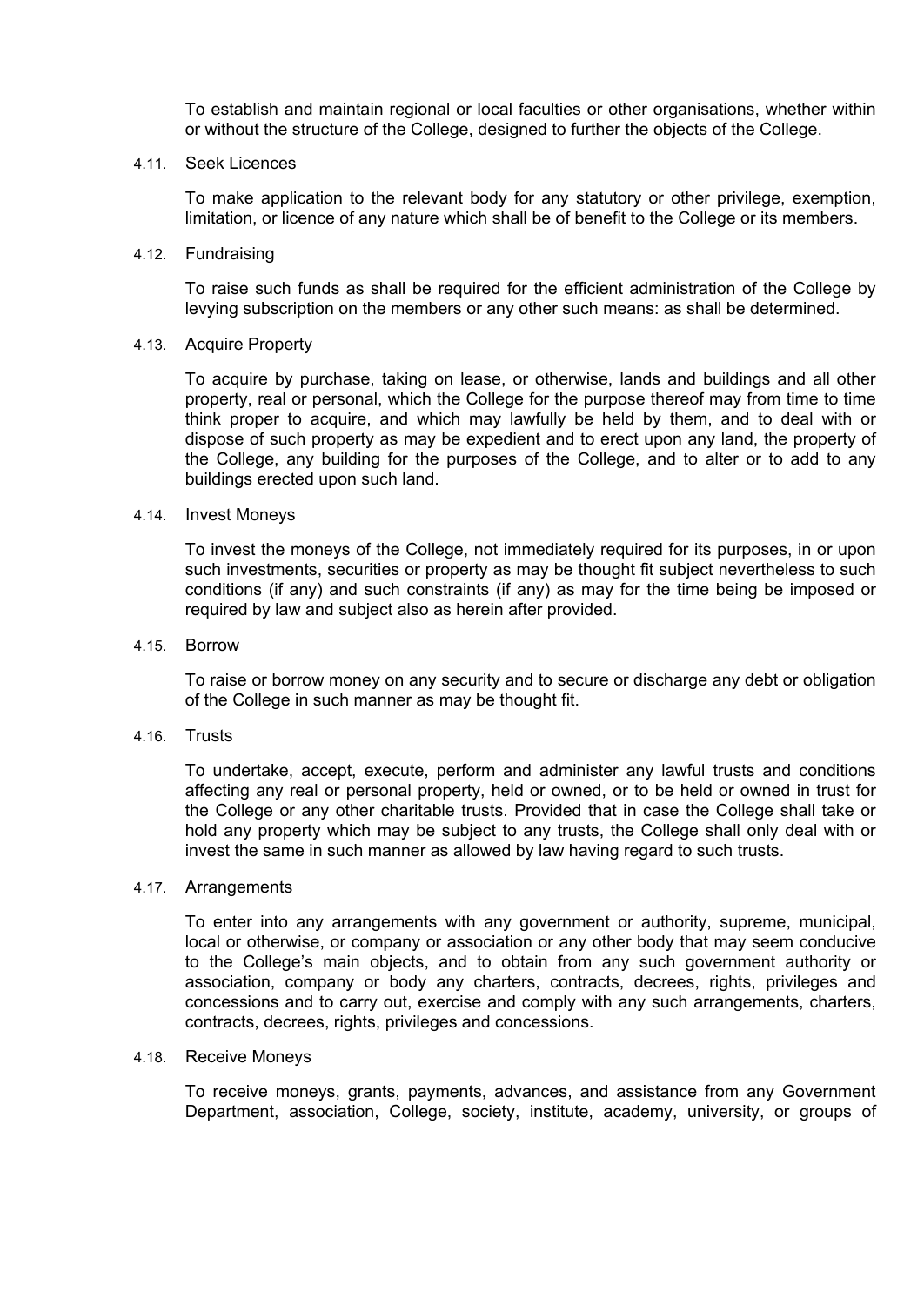To establish and maintain regional or local faculties or other organisations, whether within or without the structure of the College, designed to further the objects of the College.

4.11. Seek Licences

To make application to the relevant body for any statutory or other privilege, exemption, limitation, or licence of any nature which shall be of benefit to the College or its members.

4.12. Fundraising

To raise such funds as shall be required for the efficient administration of the College by levying subscription on the members or any other such means: as shall be determined.

4.13. Acquire Property

To acquire by purchase, taking on lease, or otherwise, lands and buildings and all other property, real or personal, which the College for the purpose thereof may from time to time think proper to acquire, and which may lawfully be held by them, and to deal with or dispose of such property as may be expedient and to erect upon any land, the property of the College, any building for the purposes of the College, and to alter or to add to any buildings erected upon such land.

4.14. Invest Moneys

To invest the moneys of the College, not immediately required for its purposes, in or upon such investments, securities or property as may be thought fit subject nevertheless to such conditions (if any) and such constraints (if any) as may for the time being be imposed or required by law and subject also as herein after provided.

4.15. Borrow

To raise or borrow money on any security and to secure or discharge any debt or obligation of the College in such manner as may be thought fit.

4.16. Trusts

To undertake, accept, execute, perform and administer any lawful trusts and conditions affecting any real or personal property, held or owned, or to be held or owned in trust for the College or any other charitable trusts. Provided that in case the College shall take or hold any property which may be subject to any trusts, the College shall only deal with or invest the same in such manner as allowed by law having regard to such trusts.

4.17. Arrangements

To enter into any arrangements with any government or authority, supreme, municipal, local or otherwise, or company or association or any other body that may seem conducive to the College's main objects, and to obtain from any such government authority or association, company or body any charters, contracts, decrees, rights, privileges and concessions and to carry out, exercise and comply with any such arrangements, charters, contracts, decrees, rights, privileges and concessions.

4.18. Receive Moneys

To receive moneys, grants, payments, advances, and assistance from any Government Department, association, College, society, institute, academy, university, or groups of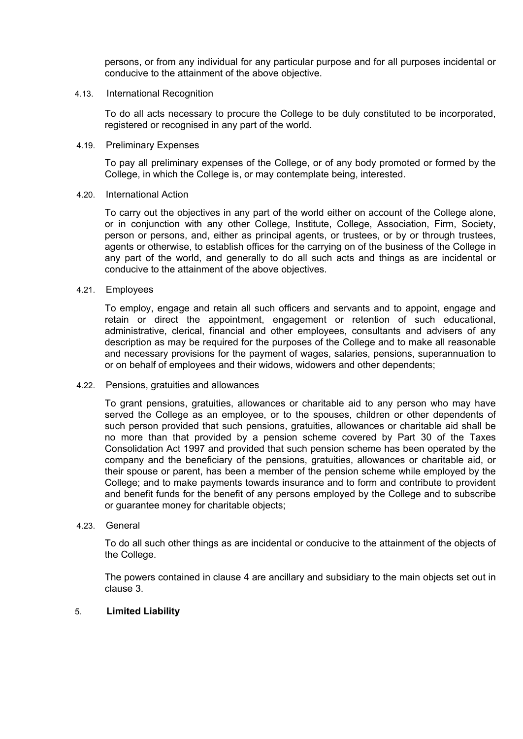persons, or from any individual for any particular purpose and for all purposes incidental or conducive to the attainment of the above objective.

4.13. International Recognition

To do all acts necessary to procure the College to be duly constituted to be incorporated, registered or recognised in any part of the world.

4.19. Preliminary Expenses

To pay all preliminary expenses of the College, or of any body promoted or formed by the College, in which the College is, or may contemplate being, interested.

4.20. International Action

To carry out the objectives in any part of the world either on account of the College alone, or in conjunction with any other College, Institute, College, Association, Firm, Society, person or persons, and, either as principal agents, or trustees, or by or through trustees, agents or otherwise, to establish offices for the carrying on of the business of the College in any part of the world, and generally to do all such acts and things as are incidental or conducive to the attainment of the above objectives.

4.21. Employees

To employ, engage and retain all such officers and servants and to appoint, engage and retain or direct the appointment, engagement or retention of such educational, administrative, clerical, financial and other employees, consultants and advisers of any description as may be required for the purposes of the College and to make all reasonable and necessary provisions for the payment of wages, salaries, pensions, superannuation to or on behalf of employees and their widows, widowers and other dependents;

4.22. Pensions, gratuities and allowances

To grant pensions, gratuities, allowances or charitable aid to any person who may have served the College as an employee, or to the spouses, children or other dependents of such person provided that such pensions, gratuities, allowances or charitable aid shall be no more than that provided by a pension scheme covered by Part 30 of the Taxes Consolidation Act 1997 and provided that such pension scheme has been operated by the company and the beneficiary of the pensions, gratuities, allowances or charitable aid, or their spouse or parent, has been a member of the pension scheme while employed by the College; and to make payments towards insurance and to form and contribute to provident and benefit funds for the benefit of any persons employed by the College and to subscribe or guarantee money for charitable objects;

4.23. General

To do all such other things as are incidental or conducive to the attainment of the objects of the College.

The powers contained in clause 4 are ancillary and subsidiary to the main objects set out in clause 3.

5. **Limited Liability**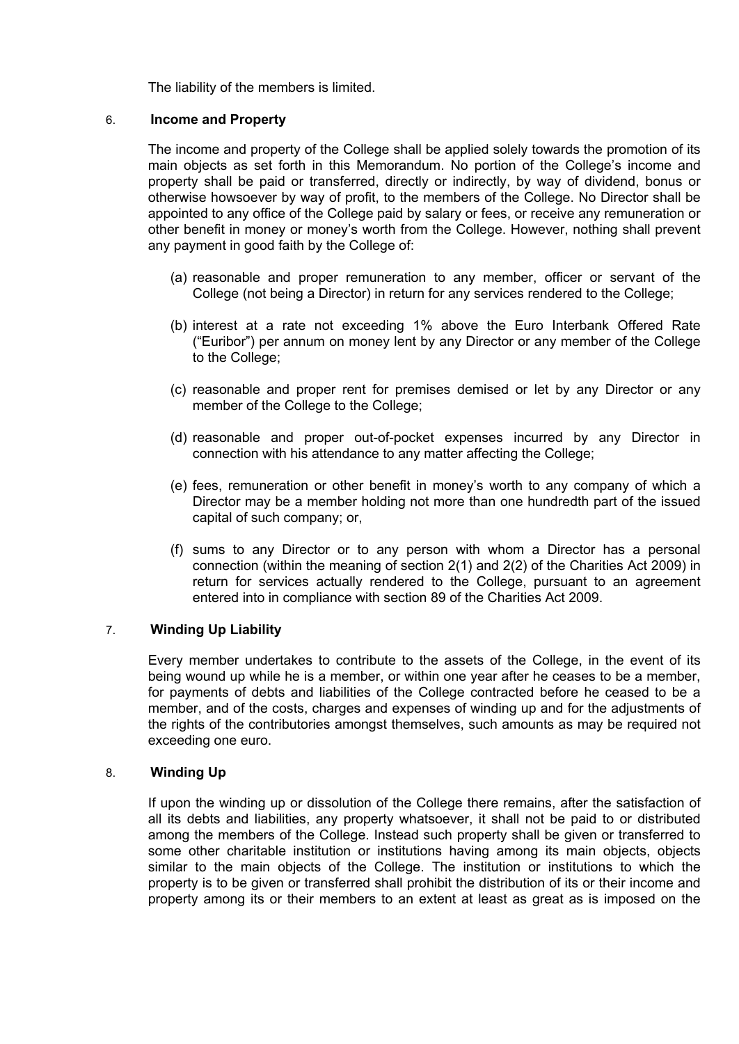The liability of the members is limited.

## 6. Income and Property

The income and property of the College shall be applied solely towards the promotion of its main objects as set forth in this Memorandum. No portion of the College's income and property shall be paid or transferred, directly or indirectly, by way of dividend, bonus or otherwise howsoever by way of profit, to the members of the College. No Director shall be appointed to any office of the College paid by salary or fees, or receive any remuneration or other benefit in money or money's worth from the College. However, nothing shall prevent any payment in good faith by the College of:

(a) reasonable and proper remuneration to any member, officer or servant of the College (not being a Director) in return for any services rendered to the College;

(b) interest at a rate not exceeding 1% above the Euro Interbank Offered Rate ("Euribor") per annum on money lent by any Director or any member of the College to the College;

(c) reasonable and proper rent for premises demised or let by any Director or any member of the College to the College;

(d) reasonable and proper out-of-pocket expenses incurred by any Director in connection with his attendance to any matter affecting the College;

(e) fees, remuneration or other benefit in money's worth to any company of which a Director may be a member holding not more than one hundredth part of the issued capital of such company; or,

(f) sums to any Director or to any person with whom a Director has a personal connection (within the meaning of section 2(1) and 2(2) of the Charities Act 2009) in return for services actually rendered to the College, pursuant to an agreement entered into in compliance with section 89 of the Charities Act 2009.

## 7. Winding Up Liability

Every member undertakes to contribute to the assets of the College, in the event of its being wound up while he is a member, or within one year after he ceases to be a member, for payments of debts and liabilities of the College contracted before he ceased to be a member, and of the costs, charges and expenses of winding up and for the adjustments of the rights of the contributories amongst themselves, such amounts as may be required not exceeding one euro.

## 8. Winding Up

If upon the winding up or dissolution of the College there remains, after the satisfaction of all its debts and liabilities, any property whatsoever, it shall not be paid to or distributed among the members of the College. Instead such property shall be given or transferred to some other charitable institution or institutions having among its main objects, objects similar to the main objects of the College. The institution or institutions to which the property is to be given or transferred shall prohibit the distribution of its or their income and property among its or their members to an extent at least as great as is imposed on the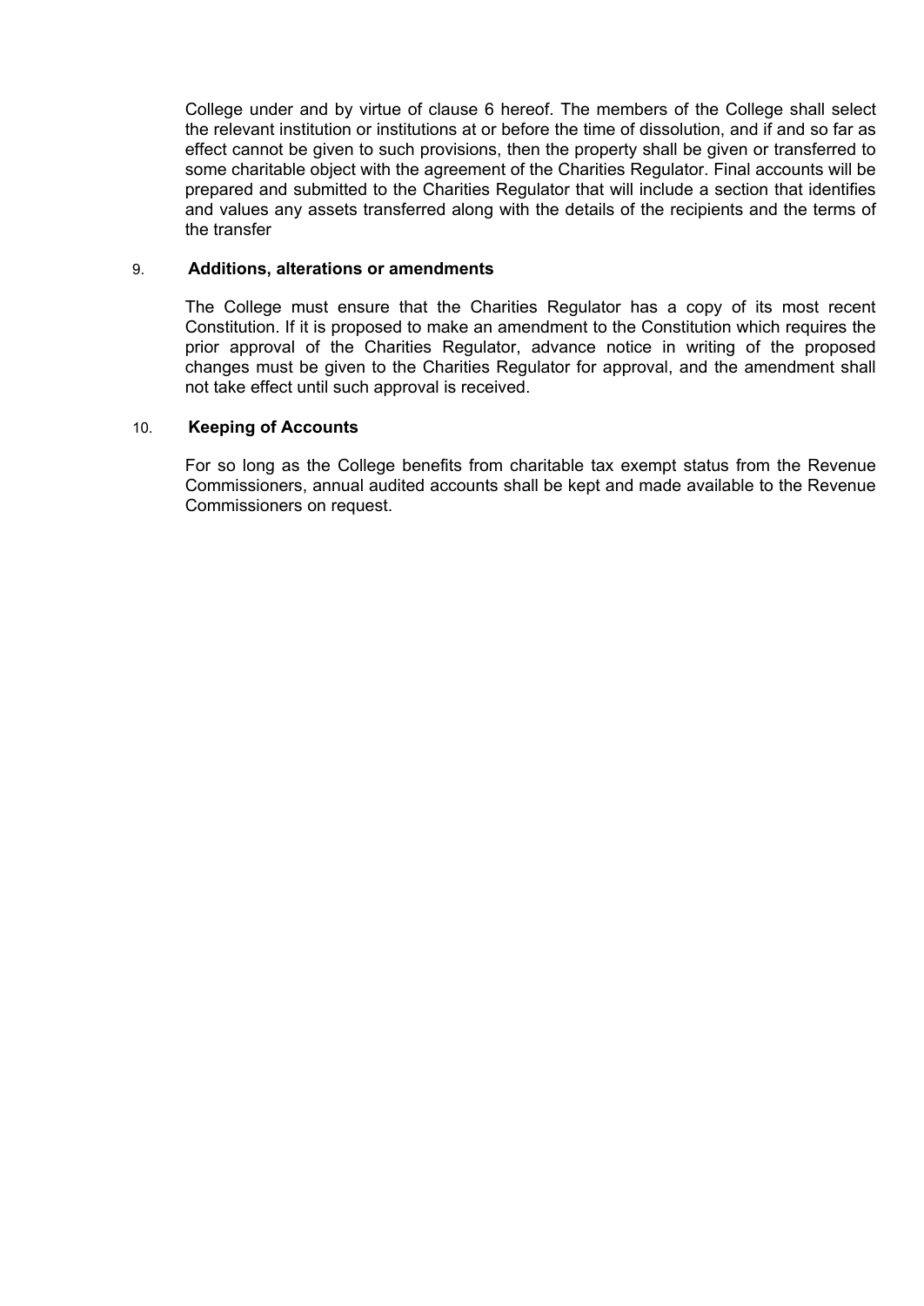College under and by virtue of clause 6 hereof. The members of the College shall select the relevant institution or institutions at or before the time of dissolution, and if and so far as effect cannot be given to such provisions, then the property shall be given or transferred to some charitable object with the agreement of the Charities Regulator. Final accounts will be prepared and submitted to the Charities Regulator that will include a section that identifies and values any assets transferred along with the details of the recipients and the terms of the transfer

9. **Additions, alterations or amendments**

The College must ensure that the Charities Regulator has a copy of its most recent Constitution. If it is proposed to make an amendment to the Constitution which requires the prior approval of the Charities Regulator, advance notice in writing of the proposed changes must be given to the Charities Regulator for approval, and the amendment shall not take effect until such approval is received.

10. **Keeping of Accounts**

For so long as the College benefits from charitable tax exempt status from the Revenue Commissioners, annual audited accounts shall be kept and made available to the Revenue Commissioners on request.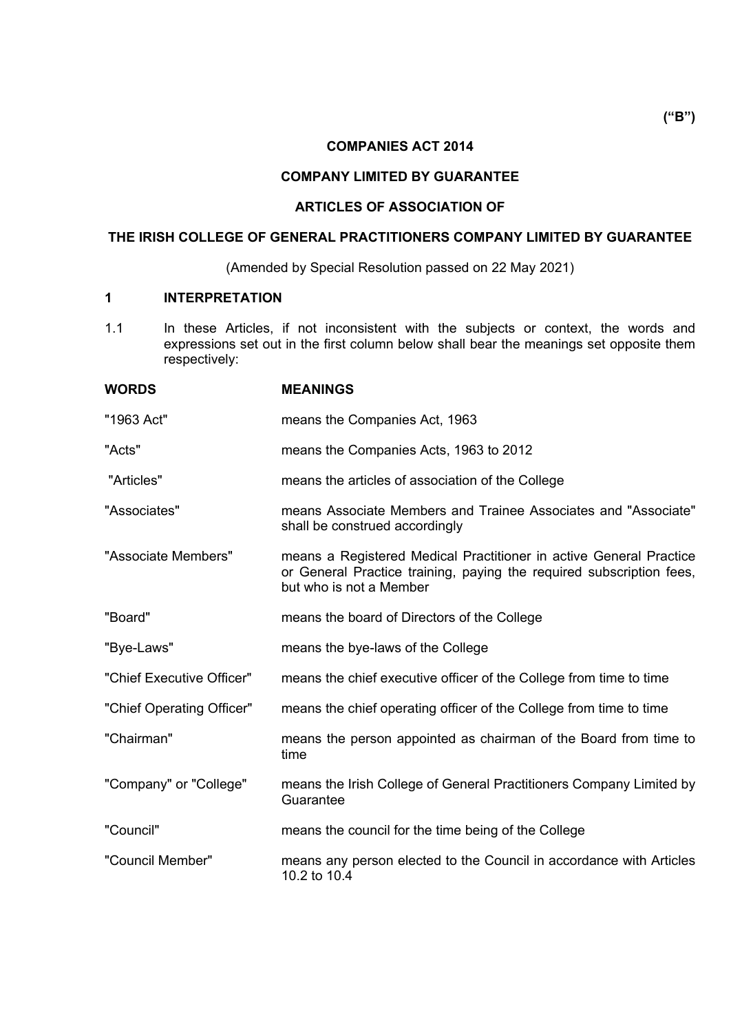**("B")**

**COMPANIES ACT 2014**

**COMPANY LIMITED BY GUARANTEE**

**ARTICLES OF ASSOCIATION OF**

**THE IRISH COLLEGE OF GENERAL PRACTITIONERS COMPANY LIMITED BY GUARANTEE**

(Amended by Special Resolution passed on 22 May 2021)

## 1 INTERPRETATION

1.1 In these Articles, if not inconsistent with the subjects or context, the words and expressions set out in the first column below shall bear the meanings set opposite them respectively:

| WORDS | MEANINGS |
| --- | --- |
| "1963 Act" | means the Companies Act, 1963 |
| "Acts" | means the Companies Acts, 1963 to 2012 |
| "Articles" | means the articles of association of the College |
| "Associates" | means Associate Members and Trainee Associates and "Associate" shall be construed accordingly |
| "Associate Members" | means a Registered Medical Practitioner in active General Practice or General Practice training, paying the required subscription fees, but who is not a Member |
| "Board" | means the board of Directors of the College |
| "Bye-Laws" | means the bye-laws of the College |
| "Chief Executive Officer" | means the chief executive officer of the College from time to time |
| "Chief Operating Officer" | means the chief operating officer of the College from time to time |
| "Chairman" | means the person appointed as chairman of the Board from time to time |
| "Company" or "College" | means the Irish College of General Practitioners Company Limited by Guarantee |
| "Council" | means the council for the time being of the College |
| "Council Member" | means any person elected to the Council in accordance with Articles 10.2 to 10.4 |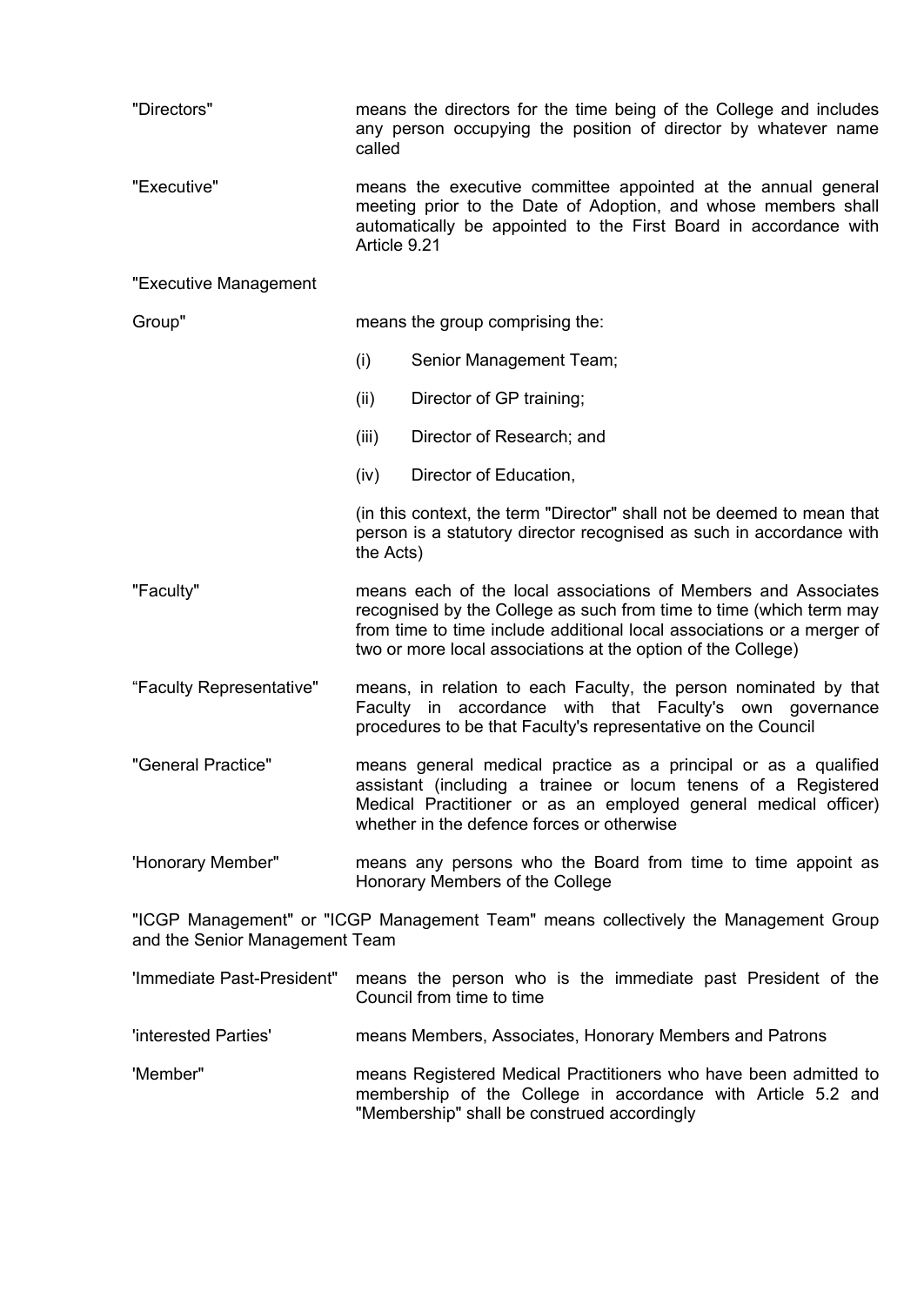"Directors" means the directors for the time being of the College and includes any person occupying the position of director by whatever name called

"Executive" means the executive committee appointed at the annual general meeting prior to the Date of Adoption, and whose members shall automatically be appointed to the First Board in accordance with Article 9.21

"Executive Management Group" means the group comprising the:

(i) Senior Management Team;

(ii) Director of GP training;

(iii) Director of Research; and

(iv) Director of Education,

(in this context, the term "Director" shall not be deemed to mean that person is a statutory director recognised as such in accordance with the Acts)

"Faculty" means each of the local associations of Members and Associates recognised by the College as such from time to time (which term may from time to time include additional local associations or a merger of two or more local associations at the option of the College)

“Faculty Representative" means, in relation to each Faculty, the person nominated by that Faculty in accordance with that Faculty's own governance procedures to be that Faculty's representative on the Council

"General Practice" means general medical practice as a principal or as a qualified assistant (including a trainee or locum tenens of a Registered Medical Practitioner or as an employed general medical officer) whether in the defence forces or otherwise

'Honorary Member" means any persons who the Board from time to time appoint as Honorary Members of the College

"ICGP Management" or "ICGP Management Team" means collectively the Management Group and the Senior Management Team

'Immediate Past-President" means the person who is the immediate past President of the Council from time to time

'interested Parties' means Members, Associates, Honorary Members and Patrons

'Member" means Registered Medical Practitioners who have been admitted to membership of the College in accordance with Article 5.2 and "Membership" shall be construed accordingly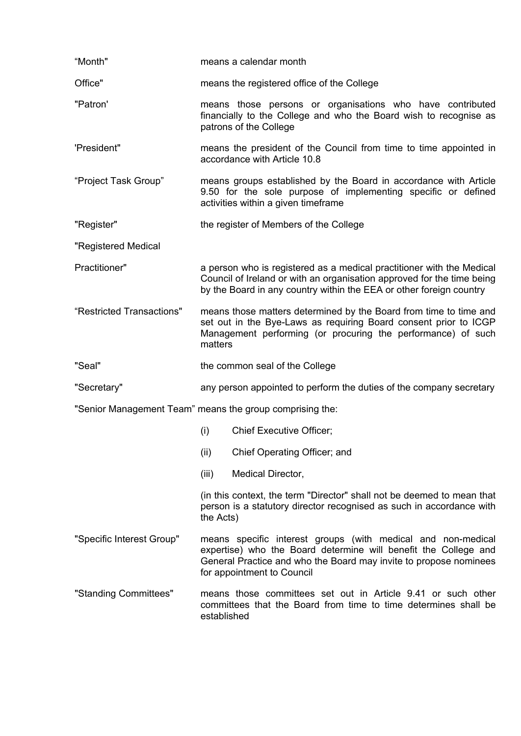"Month" means a calendar month

Office" means the registered office of the College

"Patron' means those persons or organisations who have contributed financially to the College and who the Board wish to recognise as patrons of the College

'President" means the president of the Council from time to time appointed in accordance with Article 10.8

"Project Task Group" means groups established by the Board in accordance with Article 9.50 for the sole purpose of implementing specific or defined activities within a given timeframe

"Register" the register of Members of the College

"Registered Medical Practitioner" a person who is registered as a medical practitioner with the Medical Council of Ireland or with an organisation approved for the time being by the Board in any country within the EEA or other foreign country

"Restricted Transactions" means those matters determined by the Board from time to time and set out in the Bye-Laws as requiring Board consent prior to ICGP Management performing (or procuring the performance) of such matters

"Seal" the common seal of the College

"Secretary" any person appointed to perform the duties of the company secretary

"Senior Management Team" means the group comprising the:

(i) Chief Executive Officer;

(ii) Chief Operating Officer; and

(iii) Medical Director,

(in this context, the term "Director" shall not be deemed to mean that person is a statutory director recognised as such in accordance with the Acts)

"Specific Interest Group" means specific interest groups (with medical and non-medical expertise) who the Board determine will benefit the College and General Practice and who the Board may invite to propose nominees for appointment to Council

"Standing Committees" means those committees set out in Article 9.41 or such other committees that the Board from time to time determines shall be established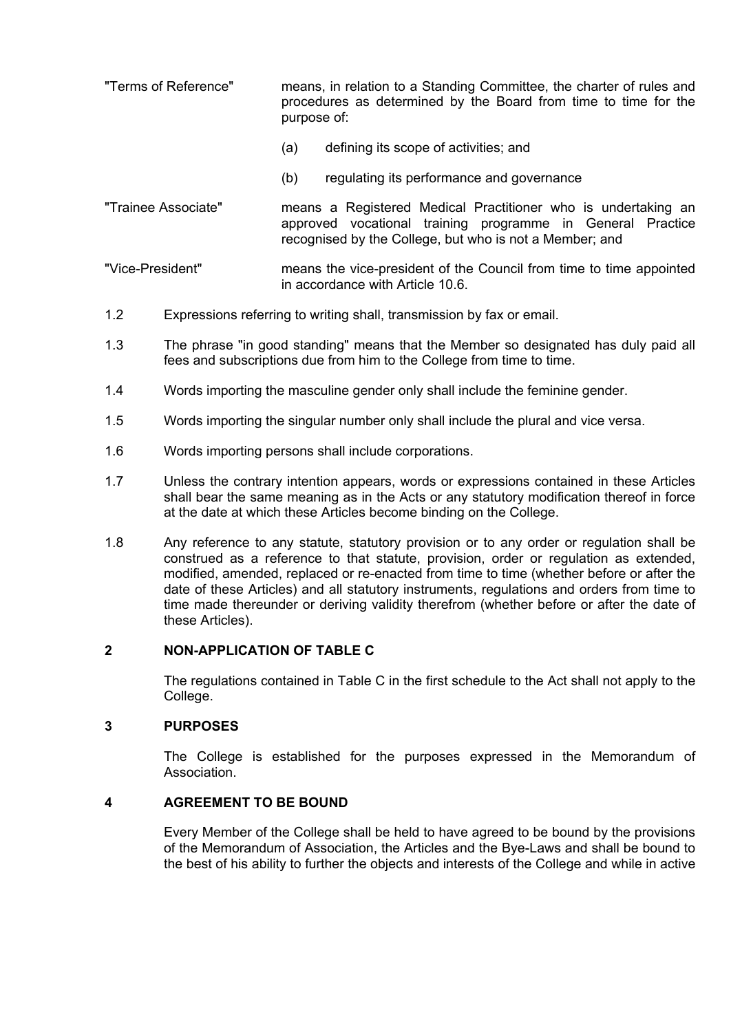"Terms of Reference" means, in relation to a Standing Committee, the charter of rules and procedures as determined by the Board from time to time for the purpose of:

(a) defining its scope of activities; and

(b) regulating its performance and governance

"Trainee Associate" means a Registered Medical Practitioner who is undertaking an approved vocational training programme in General Practice recognised by the College, but who is not a Member; and

"Vice-President" means the vice-president of the Council from time to time appointed in accordance with Article 10.6.

1.2 Expressions referring to writing shall, transmission by fax or email.

1.3 The phrase "in good standing" means that the Member so designated has duly paid all fees and subscriptions due from him to the College from time to time.

1.4 Words importing the masculine gender only shall include the feminine gender.

1.5 Words importing the singular number only shall include the plural and vice versa.

1.6 Words importing persons shall include corporations.

1.7 Unless the contrary intention appears, words or expressions contained in these Articles shall bear the same meaning as in the Acts or any statutory modification thereof in force at the date at which these Articles become binding on the College.

1.8 Any reference to any statute, statutory provision or to any order or regulation shall be construed as a reference to that statute, provision, order or regulation as extended, modified, amended, replaced or re-enacted from time to time (whether before or after the date of these Articles) and all statutory instruments, regulations and orders from time to time made thereunder or deriving validity therefrom (whether before or after the date of these Articles).

## 2 NON-APPLICATION OF TABLE C

The regulations contained in Table C in the first schedule to the Act shall not apply to the College.

## 3 PURPOSES

The College is established for the purposes expressed in the Memorandum of Association.

## 4 AGREEMENT TO BE BOUND

Every Member of the College shall be held to have agreed to be bound by the provisions of the Memorandum of Association, the Articles and the Bye-Laws and shall be bound to the best of his ability to further the objects and interests of the College and while in active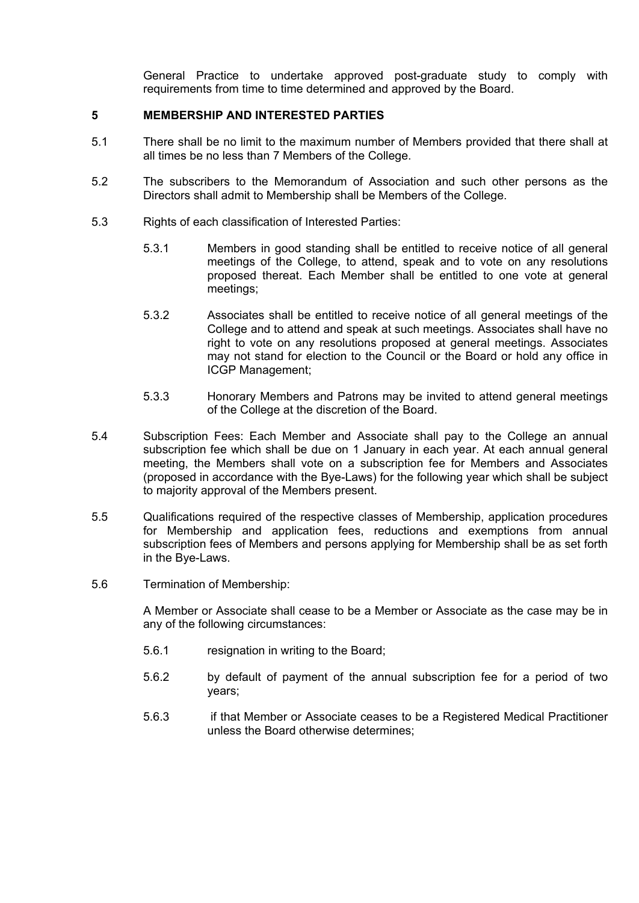General Practice to undertake approved post-graduate study to comply with requirements from time to time determined and approved by the Board.

## 5 MEMBERSHIP AND INTERESTED PARTIES

5.1 There shall be no limit to the maximum number of Members provided that there shall at all times be no less than 7 Members of the College.

5.2 The subscribers to the Memorandum of Association and such other persons as the Directors shall admit to Membership shall be Members of the College.

5.3 Rights of each classification of Interested Parties:

5.3.1 Members in good standing shall be entitled to receive notice of all general meetings of the College, to attend, speak and to vote on any resolutions proposed thereat. Each Member shall be entitled to one vote at general meetings;

5.3.2 Associates shall be entitled to receive notice of all general meetings of the College and to attend and speak at such meetings. Associates shall have no right to vote on any resolutions proposed at general meetings. Associates may not stand for election to the Council or the Board or hold any office in ICGP Management;

5.3.3 Honorary Members and Patrons may be invited to attend general meetings of the College at the discretion of the Board.

5.4 Subscription Fees: Each Member and Associate shall pay to the College an annual subscription fee which shall be due on 1 January in each year. At each annual general meeting, the Members shall vote on a subscription fee for Members and Associates (proposed in accordance with the Bye-Laws) for the following year which shall be subject to majority approval of the Members present.

5.5 Qualifications required of the respective classes of Membership, application procedures for Membership and application fees, reductions and exemptions from annual subscription fees of Members and persons applying for Membership shall be as set forth in the Bye-Laws.

5.6 Termination of Membership:

A Member or Associate shall cease to be a Member or Associate as the case may be in any of the following circumstances:

5.6.1 resignation in writing to the Board;

5.6.2 by default of payment of the annual subscription fee for a period of two years;

5.6.3 if that Member or Associate ceases to be a Registered Medical Practitioner unless the Board otherwise determines;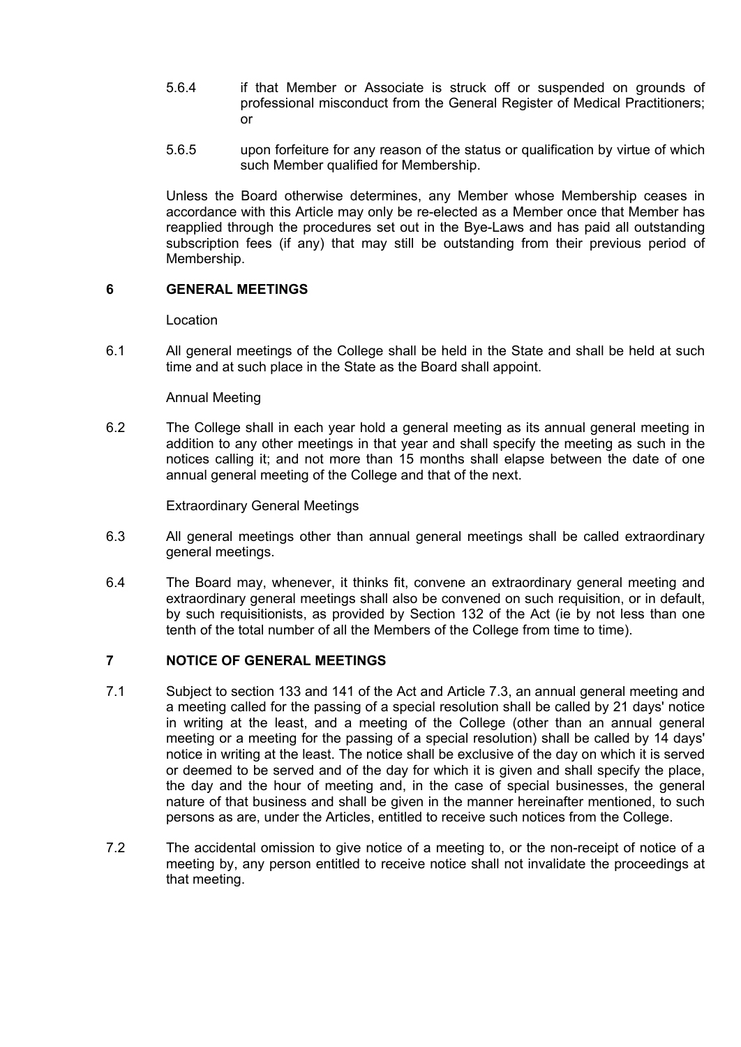5.6.4 if that Member or Associate is struck off or suspended on grounds of professional misconduct from the General Register of Medical Practitioners; or

5.6.5 upon forfeiture for any reason of the status or qualification by virtue of which such Member qualified for Membership.

Unless the Board otherwise determines, any Member whose Membership ceases in accordance with this Article may only be re-elected as a Member once that Member has reapplied through the procedures set out in the Bye-Laws and has paid all outstanding subscription fees (if any) that may still be outstanding from their previous period of Membership.

## 6 GENERAL MEETINGS

Location

6.1 All general meetings of the College shall be held in the State and shall be held at such time and at such place in the State as the Board shall appoint.

Annual Meeting

6.2 The College shall in each year hold a general meeting as its annual general meeting in addition to any other meetings in that year and shall specify the meeting as such in the notices calling it; and not more than 15 months shall elapse between the date of one annual general meeting of the College and that of the next.

Extraordinary General Meetings

6.3 All general meetings other than annual general meetings shall be called extraordinary general meetings.

6.4 The Board may, whenever, it thinks fit, convene an extraordinary general meeting and extraordinary general meetings shall also be convened on such requisition, or in default, by such requisitionists, as provided by Section 132 of the Act (ie by not less than one tenth of the total number of all the Members of the College from time to time).

## 7 NOTICE OF GENERAL MEETINGS

7.1 Subject to section 133 and 141 of the Act and Article 7.3, an annual general meeting and a meeting called for the passing of a special resolution shall be called by 21 days' notice in writing at the least, and a meeting of the College (other than an annual general meeting or a meeting for the passing of a special resolution) shall be called by 14 days' notice in writing at the least. The notice shall be exclusive of the day on which it is served or deemed to be served and of the day for which it is given and shall specify the place, the day and the hour of meeting and, in the case of special businesses, the general nature of that business and shall be given in the manner hereinafter mentioned, to such persons as are, under the Articles, entitled to receive such notices from the College.

7.2 The accidental omission to give notice of a meeting to, or the non-receipt of notice of a meeting by, any person entitled to receive notice shall not invalidate the proceedings at that meeting.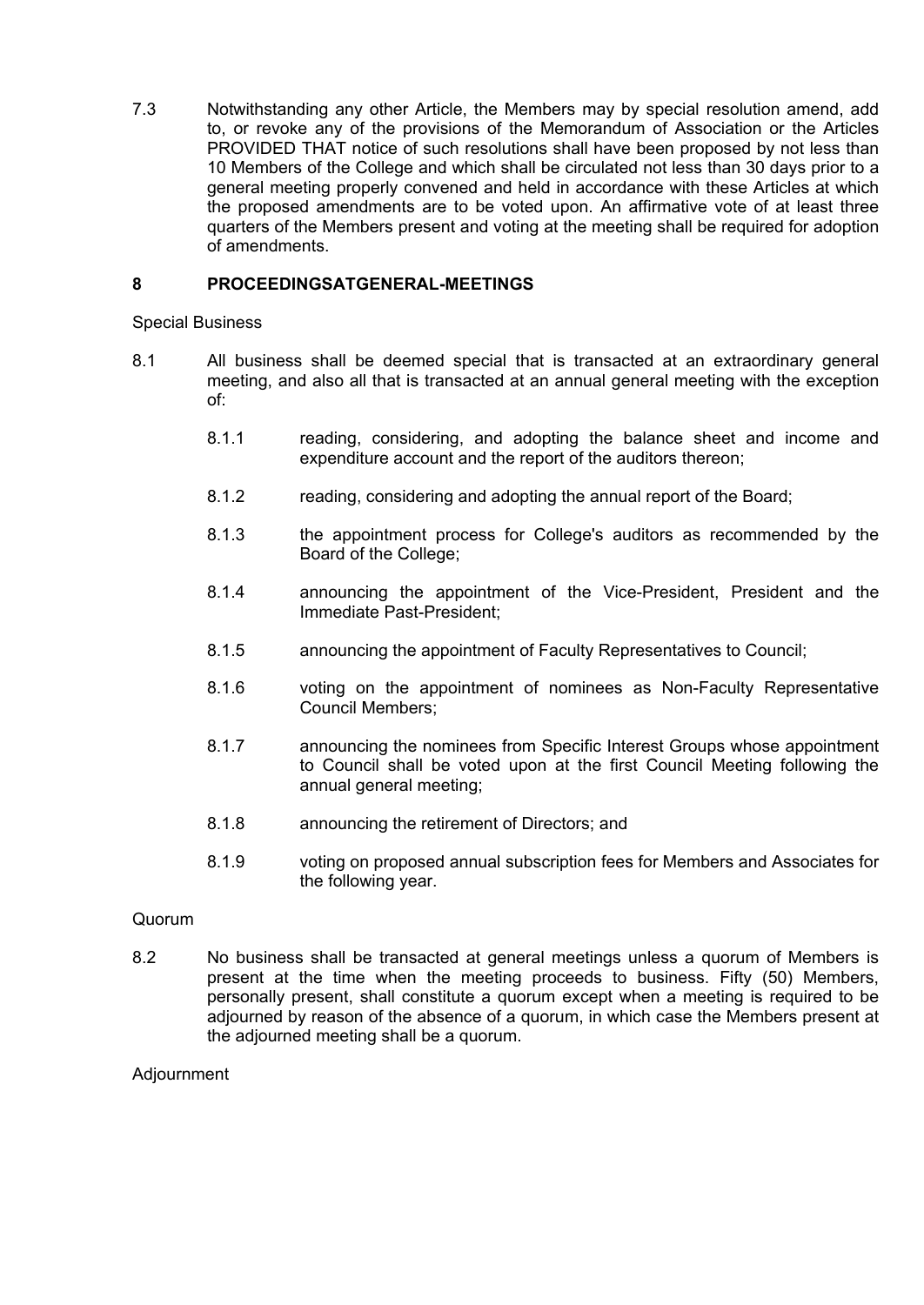7.3 Notwithstanding any other Article, the Members may by special resolution amend, add to, or revoke any of the provisions of the Memorandum of Association or the Articles PROVIDED THAT notice of such resolutions shall have been proposed by not less than 10 Members of the College and which shall be circulated not less than 30 days prior to a general meeting properly convened and held in accordance with these Articles at which the proposed amendments are to be voted upon. An affirmative vote of at least three quarters of the Members present and voting at the meeting shall be required for adoption of amendments.

## 8 PROCEEDINGSATGENERAL-MEETINGS

Special Business

8.1 All business shall be deemed special that is transacted at an extraordinary general meeting, and also all that is transacted at an annual general meeting with the exception of:

- 8.1.1 reading, considering, and adopting the balance sheet and income and expenditure account and the report of the auditors thereon;
- 8.1.2 reading, considering and adopting the annual report of the Board;
- 8.1.3 the appointment process for College's auditors as recommended by the Board of the College;
- 8.1.4 announcing the appointment of the Vice-President, President and the Immediate Past-President;
- 8.1.5 announcing the appointment of Faculty Representatives to Council;
- 8.1.6 voting on the appointment of nominees as Non-Faculty Representative Council Members;
- 8.1.7 announcing the nominees from Specific Interest Groups whose appointment to Council shall be voted upon at the first Council Meeting following the annual general meeting;
- 8.1.8 announcing the retirement of Directors; and
- 8.1.9 voting on proposed annual subscription fees for Members and Associates for the following year.

Quorum

8.2 No business shall be transacted at general meetings unless a quorum of Members is present at the time when the meeting proceeds to business. Fifty (50) Members, personally present, shall constitute a quorum except when a meeting is required to be adjourned by reason of the absence of a quorum, in which case the Members present at the adjourned meeting shall be a quorum.

Adjournment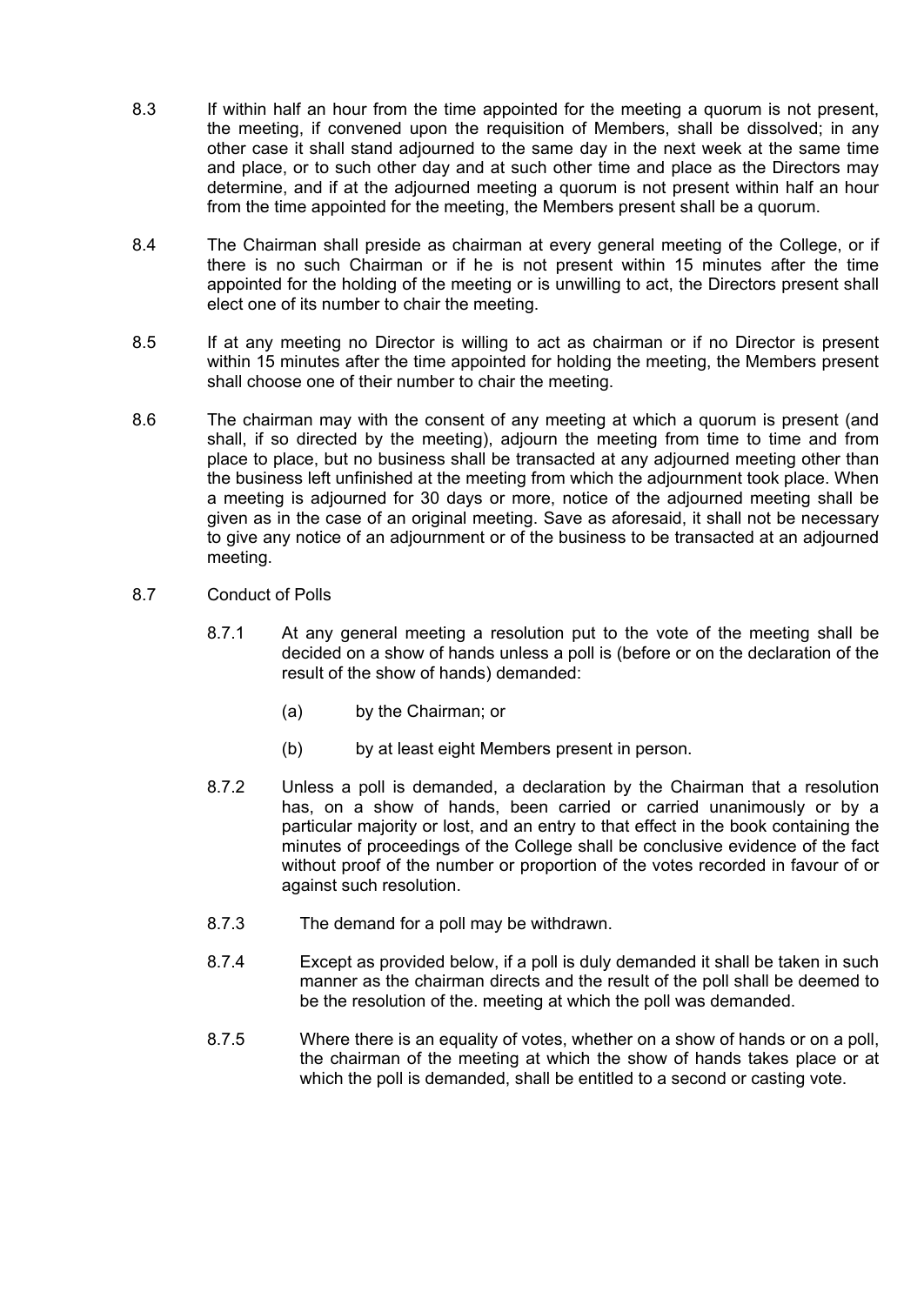8.3 If within half an hour from the time appointed for the meeting a quorum is not present, the meeting, if convened upon the requisition of Members, shall be dissolved; in any other case it shall stand adjourned to the same day in the next week at the same time and place, or to such other day and at such other time and place as the Directors may determine, and if at the adjourned meeting a quorum is not present within half an hour from the time appointed for the meeting, the Members present shall be a quorum.

8.4 The Chairman shall preside as chairman at every general meeting of the College, or if there is no such Chairman or if he is not present within 15 minutes after the time appointed for the holding of the meeting or is unwilling to act, the Directors present shall elect one of its number to chair the meeting.

8.5 If at any meeting no Director is willing to act as chairman or if no Director is present within 15 minutes after the time appointed for holding the meeting, the Members present shall choose one of their number to chair the meeting.

8.6 The chairman may with the consent of any meeting at which a quorum is present (and shall, if so directed by the meeting), adjourn the meeting from time to time and from place to place, but no business shall be transacted at any adjourned meeting other than the business left unfinished at the meeting from which the adjournment took place. When a meeting is adjourned for 30 days or more, notice of the adjourned meeting shall be given as in the case of an original meeting. Save as aforesaid, it shall not be necessary to give any notice of an adjournment or of the business to be transacted at an adjourned meeting.

8.7 Conduct of Polls

8.7.1 At any general meeting a resolution put to the vote of the meeting shall be decided on a show of hands unless a poll is (before or on the declaration of the result of the show of hands) demanded:

(a) by the Chairman; or

(b) by at least eight Members present in person.

8.7.2 Unless a poll is demanded, a declaration by the Chairman that a resolution has, on a show of hands, been carried or carried unanimously or by a particular majority or lost, and an entry to that effect in the book containing the minutes of proceedings of the College shall be conclusive evidence of the fact without proof of the number or proportion of the votes recorded in favour of or against such resolution.

8.7.3 The demand for a poll may be withdrawn.

8.7.4 Except as provided below, if a poll is duly demanded it shall be taken in such manner as the chairman directs and the result of the poll shall be deemed to be the resolution of the. meeting at which the poll was demanded.

8.7.5 Where there is an equality of votes, whether on a show of hands or on a poll, the chairman of the meeting at which the show of hands takes place or at which the poll is demanded, shall be entitled to a second or casting vote.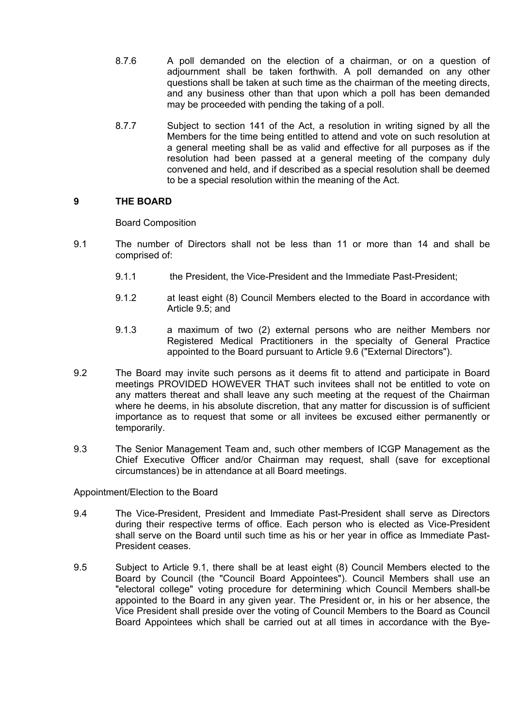8.7.6 A poll demanded on the election of a chairman, or on a question of adjournment shall be taken forthwith. A poll demanded on any other questions shall be taken at such time as the chairman of the meeting directs, and any business other than that upon which a poll has been demanded may be proceeded with pending the taking of a poll.

8.7.7 Subject to section 141 of the Act, a resolution in writing signed by all the Members for the time being entitled to attend and vote on such resolution at a general meeting shall be as valid and effective for all purposes as if the resolution had been passed at a general meeting of the company duly convened and held, and if described as a special resolution shall be deemed to be a special resolution within the meaning of the Act.

## 9 THE BOARD

Board Composition

9.1 The number of Directors shall not be less than 11 or more than 14 and shall be comprised of:

9.1.1 the President, the Vice-President and the Immediate Past-President;

9.1.2 at least eight (8) Council Members elected to the Board in accordance with Article 9.5; and

9.1.3 a maximum of two (2) external persons who are neither Members nor Registered Medical Practitioners in the specialty of General Practice appointed to the Board pursuant to Article 9.6 ("External Directors").

9.2 The Board may invite such persons as it deems fit to attend and participate in Board meetings PROVIDED HOWEVER THAT such invitees shall not be entitled to vote on any matters thereat and shall leave any such meeting at the request of the Chairman where he deems, in his absolute discretion, that any matter for discussion is of sufficient importance as to request that some or all invitees be excused either permanently or temporarily.

9.3 The Senior Management Team and, such other members of ICGP Management as the Chief Executive Officer and/or Chairman may request, shall (save for exceptional circumstances) be in attendance at all Board meetings.

Appointment/Election to the Board

9.4 The Vice-President, President and Immediate Past-President shall serve as Directors during their respective terms of office. Each person who is elected as Vice-President shall serve on the Board until such time as his or her year in office as Immediate Past-President ceases.

9.5 Subject to Article 9.1, there shall be at least eight (8) Council Members elected to the Board by Council (the "Council Board Appointees"). Council Members shall use an "electoral college" voting procedure for determining which Council Members shall-be appointed to the Board in any given year. The President or, in his or her absence, the Vice President shall preside over the voting of Council Members to the Board as Council Board Appointees which shall be carried out at all times in accordance with the Bye-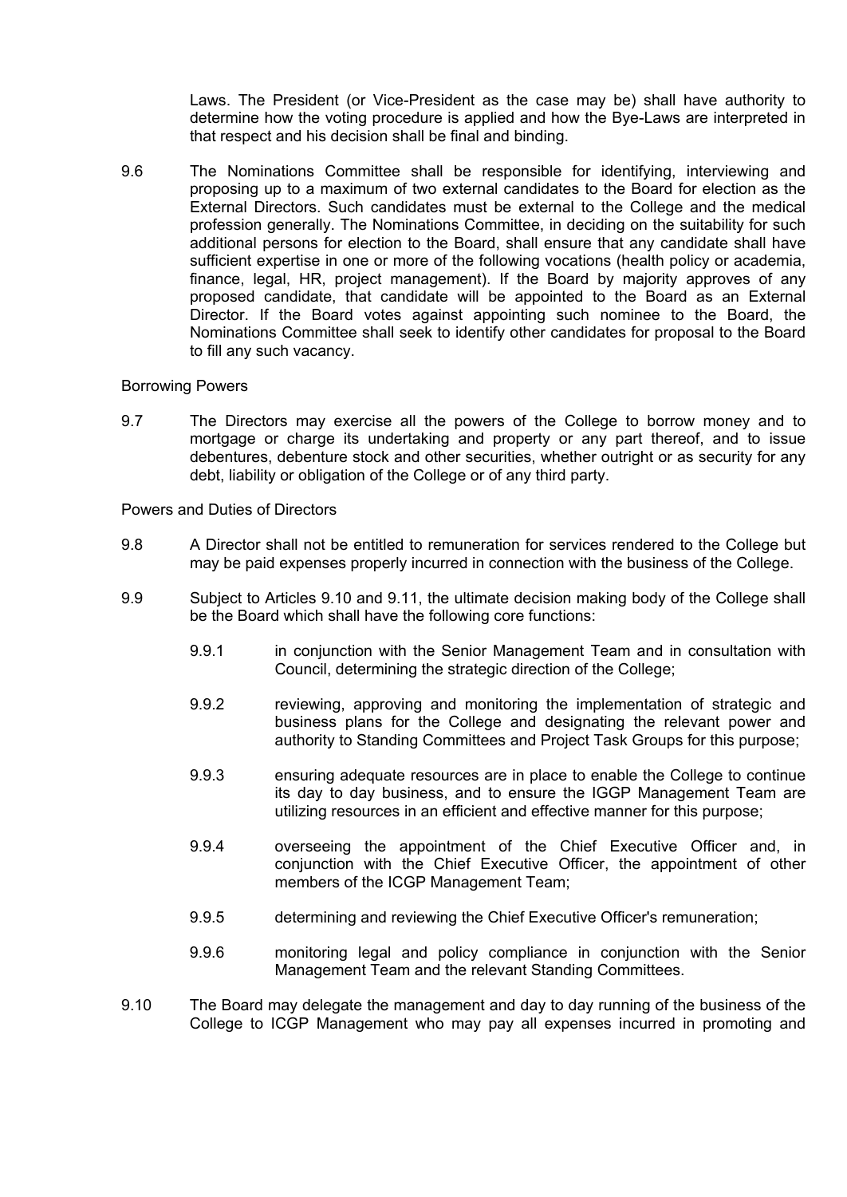Laws. The President (or Vice-President as the case may be) shall have authority to determine how the voting procedure is applied and how the Bye-Laws are interpreted in that respect and his decision shall be final and binding.

9.6 The Nominations Committee shall be responsible for identifying, interviewing and proposing up to a maximum of two external candidates to the Board for election as the External Directors. Such candidates must be external to the College and the medical profession generally. The Nominations Committee, in deciding on the suitability for such additional persons for election to the Board, shall ensure that any candidate shall have sufficient expertise in one or more of the following vocations (health policy or academia, finance, legal, HR, project management). If the Board by majority approves of any proposed candidate, that candidate will be appointed to the Board as an External Director. If the Board votes against appointing such nominee to the Board, the Nominations Committee shall seek to identify other candidates for proposal to the Board to fill any such vacancy.

Borrowing Powers

9.7 The Directors may exercise all the powers of the College to borrow money and to mortgage or charge its undertaking and property or any part thereof, and to issue debentures, debenture stock and other securities, whether outright or as security for any debt, liability or obligation of the College or of any third party.

Powers and Duties of Directors

9.8 A Director shall not be entitled to remuneration for services rendered to the College but may be paid expenses properly incurred in connection with the business of the College.

9.9 Subject to Articles 9.10 and 9.11, the ultimate decision making body of the College shall be the Board which shall have the following core functions:

9.9.1 in conjunction with the Senior Management Team and in consultation with Council, determining the strategic direction of the College;

9.9.2 reviewing, approving and monitoring the implementation of strategic and business plans for the College and designating the relevant power and authority to Standing Committees and Project Task Groups for this purpose;

9.9.3 ensuring adequate resources are in place to enable the College to continue its day to day business, and to ensure the IGGP Management Team are utilizing resources in an efficient and effective manner for this purpose;

9.9.4 overseeing the appointment of the Chief Executive Officer and, in conjunction with the Chief Executive Officer, the appointment of other members of the ICGP Management Team;

9.9.5 determining and reviewing the Chief Executive Officer's remuneration;

9.9.6 monitoring legal and policy compliance in conjunction with the Senior Management Team and the relevant Standing Committees.

9.10 The Board may delegate the management and day to day running of the business of the College to ICGP Management who may pay all expenses incurred in promoting and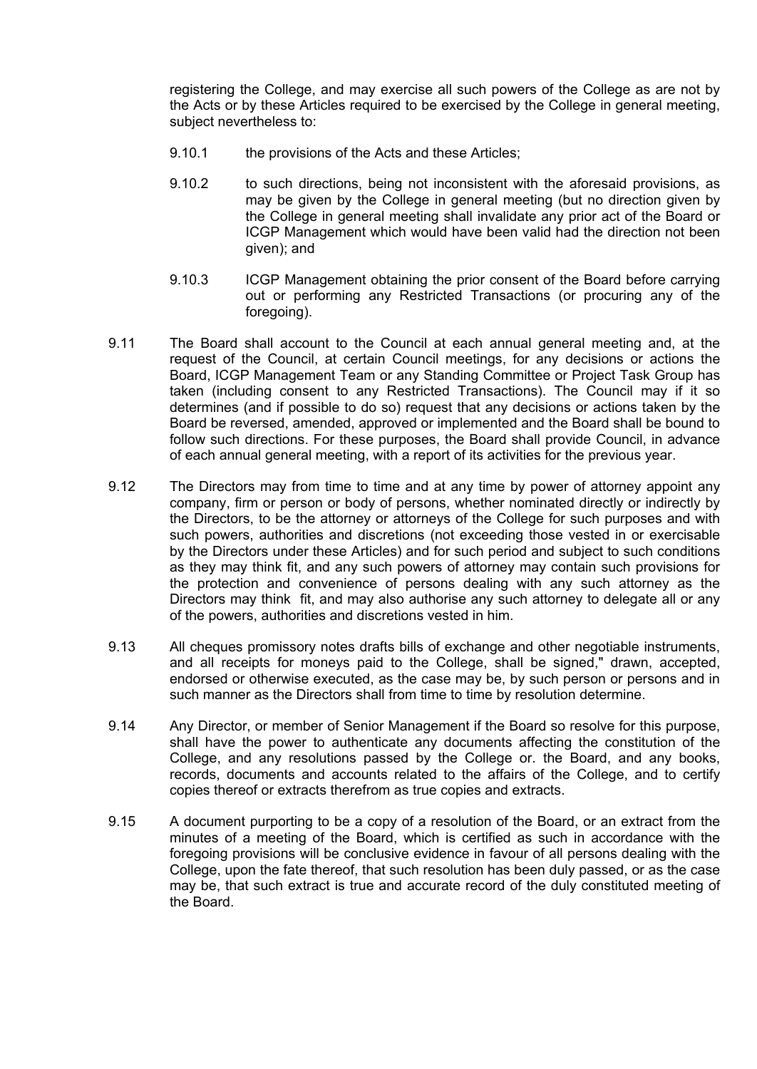registering the College, and may exercise all such powers of the College as are not by the Acts or by these Articles required to be exercised by the College in general meeting, subject nevertheless to:

9.10.1 the provisions of the Acts and these Articles;

9.10.2 to such directions, being not inconsistent with the aforesaid provisions, as may be given by the College in general meeting (but no direction given by the College in general meeting shall invalidate any prior act of the Board or ICGP Management which would have been valid had the direction not been given); and

9.10.3 ICGP Management obtaining the prior consent of the Board before carrying out or performing any Restricted Transactions (or procuring any of the foregoing).

9.11 The Board shall account to the Council at each annual general meeting and, at the request of the Council, at certain Council meetings, for any decisions or actions the Board, ICGP Management Team or any Standing Committee or Project Task Group has taken (including consent to any Restricted Transactions). The Council may if it so determines (and if possible to do so) request that any decisions or actions taken by the Board be reversed, amended, approved or implemented and the Board shall be bound to follow such directions. For these purposes, the Board shall provide Council, in advance of each annual general meeting, with a report of its activities for the previous year.

9.12 The Directors may from time to time and at any time by power of attorney appoint any company, firm or person or body of persons, whether nominated directly or indirectly by the Directors, to be the attorney or attorneys of the College for such purposes and with such powers, authorities and discretions (not exceeding those vested in or exercisable by the Directors under these Articles) and for such period and subject to such conditions as they may think fit, and any such powers of attorney may contain such provisions for the protection and convenience of persons dealing with any such attorney as the Directors may think fit, and may also authorise any such attorney to delegate all or any of the powers, authorities and discretions vested in him.

9.13 All cheques promissory notes drafts bills of exchange and other negotiable instruments, and all receipts for moneys paid to the College, shall be signed," drawn, accepted, endorsed or otherwise executed, as the case may be, by such person or persons and in such manner as the Directors shall from time to time by resolution determine.

9.14 Any Director, or member of Senior Management if the Board so resolve for this purpose, shall have the power to authenticate any documents affecting the constitution of the College, and any resolutions passed by the College or. the Board, and any books, records, documents and accounts related to the affairs of the College, and to certify copies thereof or extracts therefrom as true copies and extracts.

9.15 A document purporting to be a copy of a resolution of the Board, or an extract from the minutes of a meeting of the Board, which is certified as such in accordance with the foregoing provisions will be conclusive evidence in favour of all persons dealing with the College, upon the fate thereof, that such resolution has been duly passed, or as the case may be, that such extract is true and accurate record of the duly constituted meeting of the Board.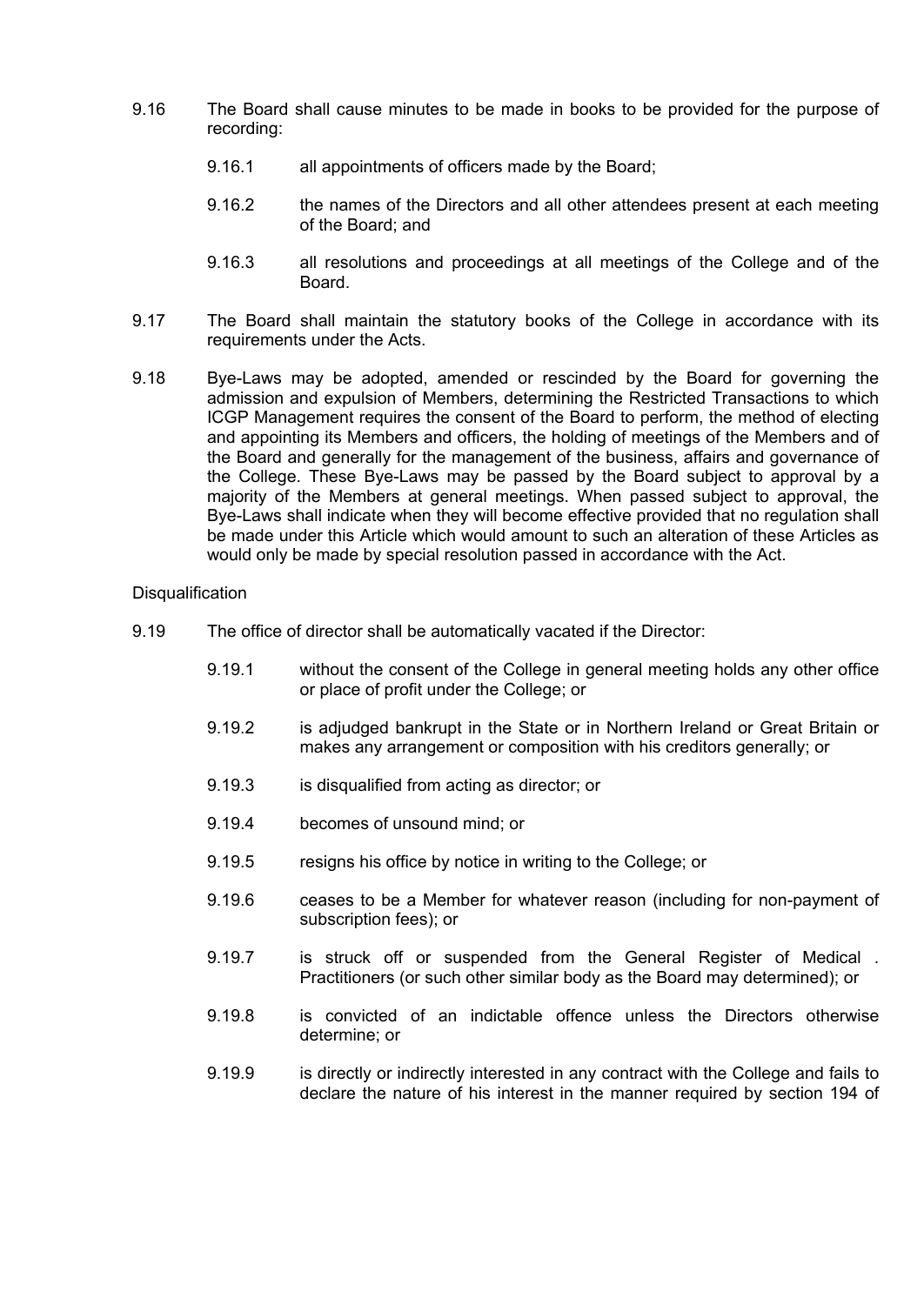9.16 The Board shall cause minutes to be made in books to be provided for the purpose of recording:

   9.16.1 all appointments of officers made by the Board;

   9.16.2 the names of the Directors and all other attendees present at each meeting of the Board; and

   9.16.3 all resolutions and proceedings at all meetings of the College and of the Board.

9.17 The Board shall maintain the statutory books of the College in accordance with its requirements under the Acts.

9.18 Bye-Laws may be adopted, amended or rescinded by the Board for governing the admission and expulsion of Members, determining the Restricted Transactions to which ICGP Management requires the consent of the Board to perform, the method of electing and appointing its Members and officers, the holding of meetings of the Members and of the Board and generally for the management of the business, affairs and governance of the College. These Bye-Laws may be passed by the Board subject to approval by a majority of the Members at general meetings. When passed subject to approval, the Bye-Laws shall indicate when they will become effective provided that no regulation shall be made under this Article which would amount to such an alteration of these Articles as would only be made by special resolution passed in accordance with the Act.

Disqualification

9.19 The office of director shall be automatically vacated if the Director:

   9.19.1 without the consent of the College in general meeting holds any other office or place of profit under the College; or

   9.19.2 is adjudged bankrupt in the State or in Northern Ireland or Great Britain or makes any arrangement or composition with his creditors generally; or

   9.19.3 is disqualified from acting as director; or

   9.19.4 becomes of unsound mind; or

   9.19.5 resigns his office by notice in writing to the College; or

   9.19.6 ceases to be a Member for whatever reason (including for non-payment of subscription fees); or

   9.19.7 is struck off or suspended from the General Register of Medical . Practitioners (or such other similar body as the Board may determined); or

   9.19.8 is convicted of an indictable offence unless the Directors otherwise determine; or

   9.19.9 is directly or indirectly interested in any contract with the College and fails to declare the nature of his interest in the manner required by section 194 of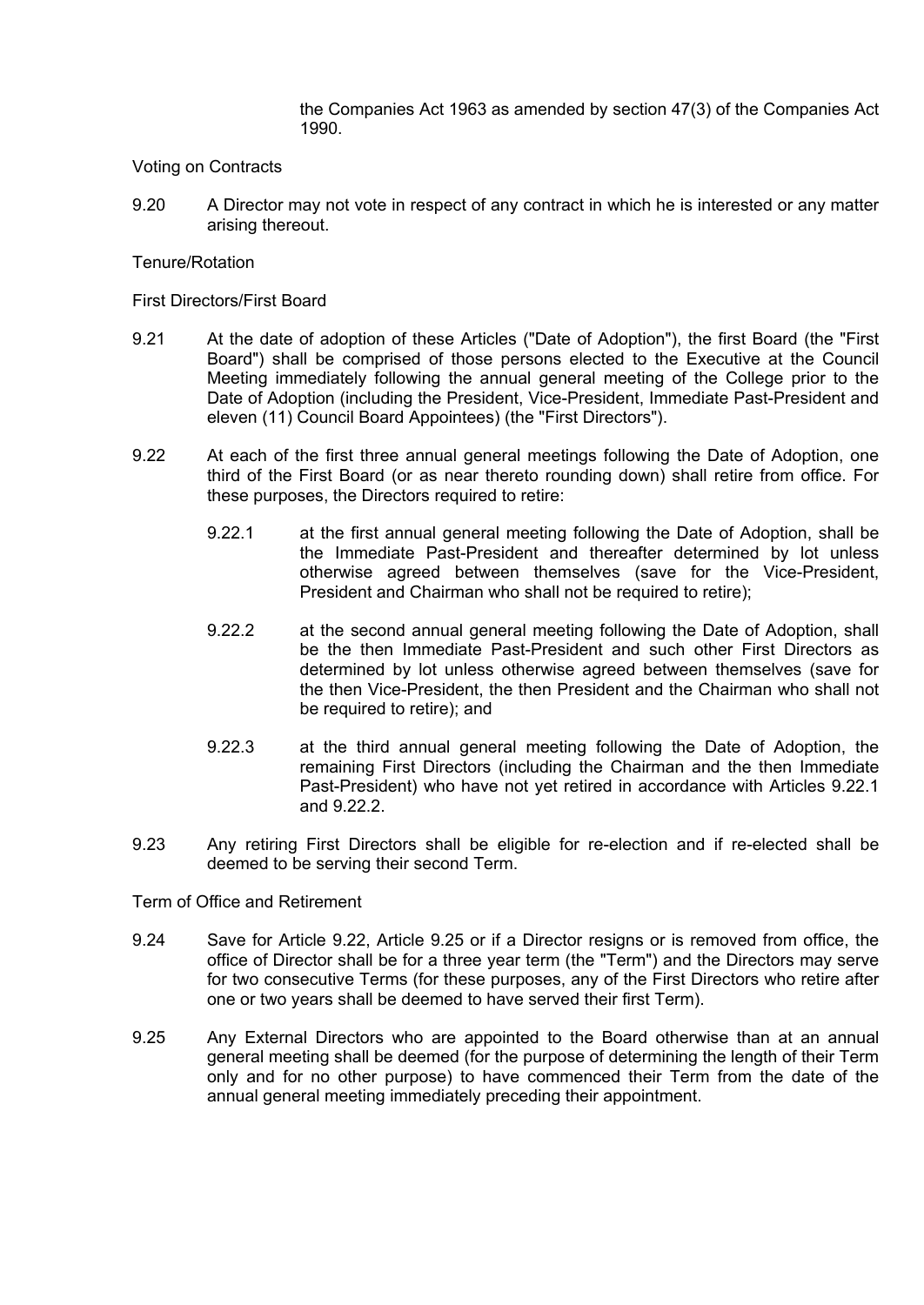the Companies Act 1963 as amended by section 47(3) of the Companies Act 1990.

Voting on Contracts

9.20 A Director may not vote in respect of any contract in which he is interested or any matter arising thereout.

Tenure/Rotation

First Directors/First Board

9.21 At the date of adoption of these Articles ("Date of Adoption"), the first Board (the "First Board") shall be comprised of those persons elected to the Executive at the Council Meeting immediately following the annual general meeting of the College prior to the Date of Adoption (including the President, Vice-President, Immediate Past-President and eleven (11) Council Board Appointees) (the "First Directors").

9.22 At each of the first three annual general meetings following the Date of Adoption, one third of the First Board (or as near thereto rounding down) shall retire from office. For these purposes, the Directors required to retire:

9.22.1 at the first annual general meeting following the Date of Adoption, shall be the Immediate Past-President and thereafter determined by lot unless otherwise agreed between themselves (save for the Vice-President, President and Chairman who shall not be required to retire);

9.22.2 at the second annual general meeting following the Date of Adoption, shall be the then Immediate Past-President and such other First Directors as determined by lot unless otherwise agreed between themselves (save for the then Vice-President, the then President and the Chairman who shall not be required to retire); and

9.22.3 at the third annual general meeting following the Date of Adoption, the remaining First Directors (including the Chairman and the then Immediate Past-President) who have not yet retired in accordance with Articles 9.22.1 and 9.22.2.

9.23 Any retiring First Directors shall be eligible for re-election and if re-elected shall be deemed to be serving their second Term.

Term of Office and Retirement

9.24 Save for Article 9.22, Article 9.25 or if a Director resigns or is removed from office, the office of Director shall be for a three year term (the "Term") and the Directors may serve for two consecutive Terms (for these purposes, any of the First Directors who retire after one or two years shall be deemed to have served their first Term).

9.25 Any External Directors who are appointed to the Board otherwise than at an annual general meeting shall be deemed (for the purpose of determining the length of their Term only and for no other purpose) to have commenced their Term from the date of the annual general meeting immediately preceding their appointment.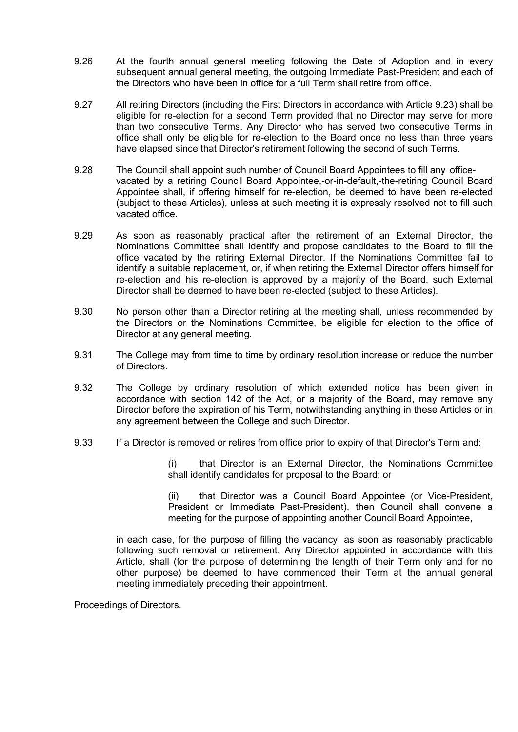9.26 At the fourth annual general meeting following the Date of Adoption and in every subsequent annual general meeting, the outgoing Immediate Past-President and each of the Directors who have been in office for a full Term shall retire from office.

9.27 All retiring Directors (including the First Directors in accordance with Article 9.23) shall be eligible for re-election for a second Term provided that no Director may serve for more than two consecutive Terms. Any Director who has served two consecutive Terms in office shall only be eligible for re-election to the Board once no less than three years have elapsed since that Director's retirement following the second of such Terms.

9.28 The Council shall appoint such number of Council Board Appointees to fill any office-vacated by a retiring Council Board Appointee,-or-in-default,-the-retiring Council Board Appointee shall, if offering himself for re-election, be deemed to have been re-elected (subject to these Articles), unless at such meeting it is expressly resolved not to fill such vacated office.

9.29 As soon as reasonably practical after the retirement of an External Director, the Nominations Committee shall identify and propose candidates to the Board to fill the office vacated by the retiring External Director. If the Nominations Committee fail to identify a suitable replacement, or, if when retiring the External Director offers himself for re-election and his re-election is approved by a majority of the Board, such External Director shall be deemed to have been re-elected (subject to these Articles).

9.30 No person other than a Director retiring at the meeting shall, unless recommended by the Directors or the Nominations Committee, be eligible for election to the office of Director at any general meeting.

9.31 The College may from time to time by ordinary resolution increase or reduce the number of Directors.

9.32 The College by ordinary resolution of which extended notice has been given in accordance with section 142 of the Act, or a majority of the Board, may remove any Director before the expiration of his Term, notwithstanding anything in these Articles or in any agreement between the College and such Director.

9.33 If a Director is removed or retires from office prior to expiry of that Director's Term and:

(i) that Director is an External Director, the Nominations Committee shall identify candidates for proposal to the Board; or

(ii) that Director was a Council Board Appointee (or Vice-President, President or Immediate Past-President), then Council shall convene a meeting for the purpose of appointing another Council Board Appointee,

in each case, for the purpose of filling the vacancy, as soon as reasonably practicable following such removal or retirement. Any Director appointed in accordance with this Article, shall (for the purpose of determining the length of their Term only and for no other purpose) be deemed to have commenced their Term at the annual general meeting immediately preceding their appointment.

Proceedings of Directors.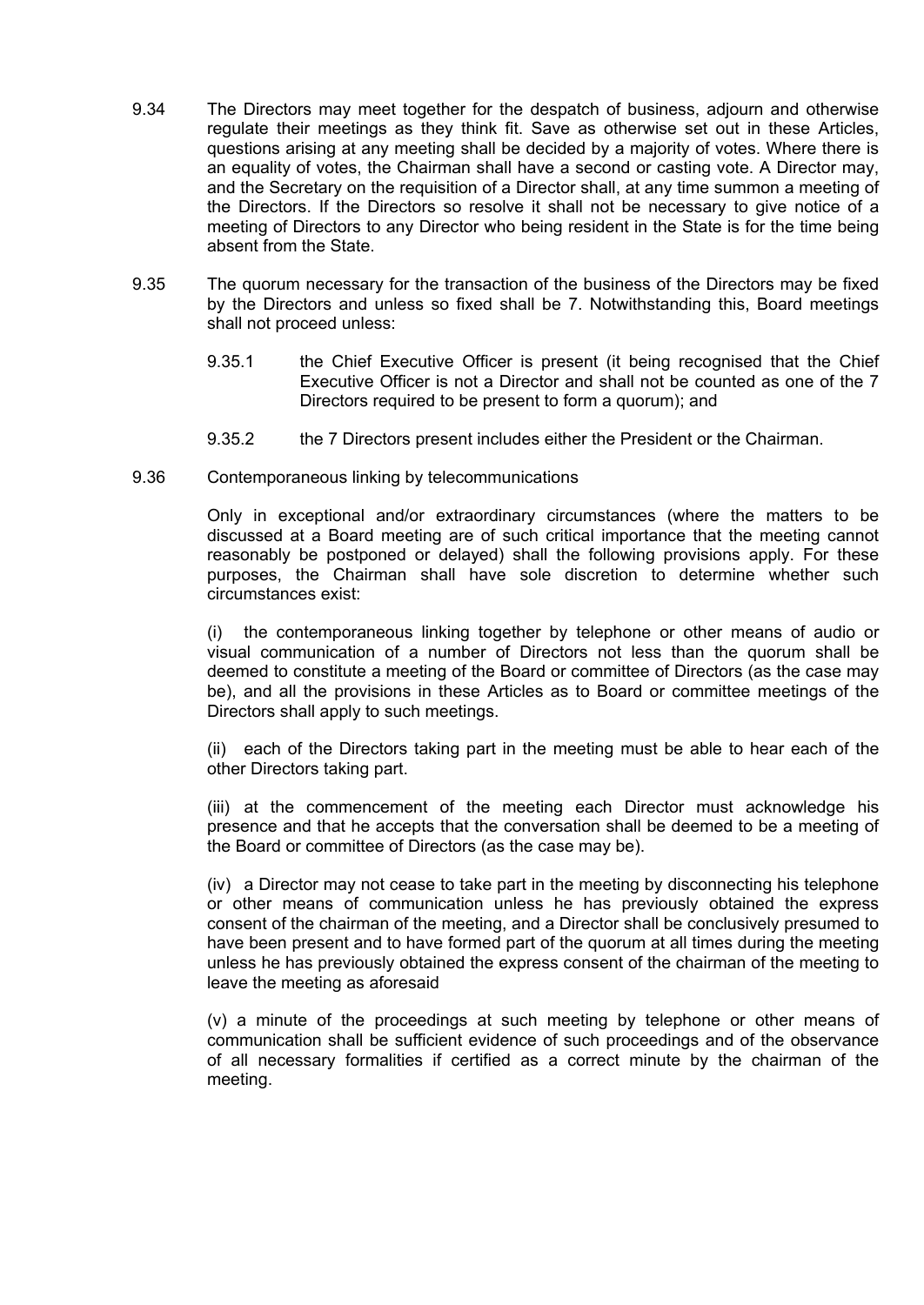9.34 The Directors may meet together for the despatch of business, adjourn and otherwise regulate their meetings as they think fit. Save as otherwise set out in these Articles, questions arising at any meeting shall be decided by a majority of votes. Where there is an equality of votes, the Chairman shall have a second or casting vote. A Director may, and the Secretary on the requisition of a Director shall, at any time summon a meeting of the Directors. If the Directors so resolve it shall not be necessary to give notice of a meeting of Directors to any Director who being resident in the State is for the time being absent from the State.

9.35 The quorum necessary for the transaction of the business of the Directors may be fixed by the Directors and unless so fixed shall be 7. Notwithstanding this, Board meetings shall not proceed unless:

9.35.1 the Chief Executive Officer is present (it being recognised that the Chief Executive Officer is not a Director and shall not be counted as one of the 7 Directors required to be present to form a quorum); and

9.35.2 the 7 Directors present includes either the President or the Chairman.

9.36 Contemporaneous linking by telecommunications

Only in exceptional and/or extraordinary circumstances (where the matters to be discussed at a Board meeting are of such critical importance that the meeting cannot reasonably be postponed or delayed) shall the following provisions apply. For these purposes, the Chairman shall have sole discretion to determine whether such circumstances exist:

(i) the contemporaneous linking together by telephone or other means of audio or visual communication of a number of Directors not less than the quorum shall be deemed to constitute a meeting of the Board or committee of Directors (as the case may be), and all the provisions in these Articles as to Board or committee meetings of the Directors shall apply to such meetings.

(ii) each of the Directors taking part in the meeting must be able to hear each of the other Directors taking part.

(iii) at the commencement of the meeting each Director must acknowledge his presence and that he accepts that the conversation shall be deemed to be a meeting of the Board or committee of Directors (as the case may be).

(iv) a Director may not cease to take part in the meeting by disconnecting his telephone or other means of communication unless he has previously obtained the express consent of the chairman of the meeting, and a Director shall be conclusively presumed to have been present and to have formed part of the quorum at all times during the meeting unless he has previously obtained the express consent of the chairman of the meeting to leave the meeting as aforesaid

(v) a minute of the proceedings at such meeting by telephone or other means of communication shall be sufficient evidence of such proceedings and of the observance of all necessary formalities if certified as a correct minute by the chairman of the meeting.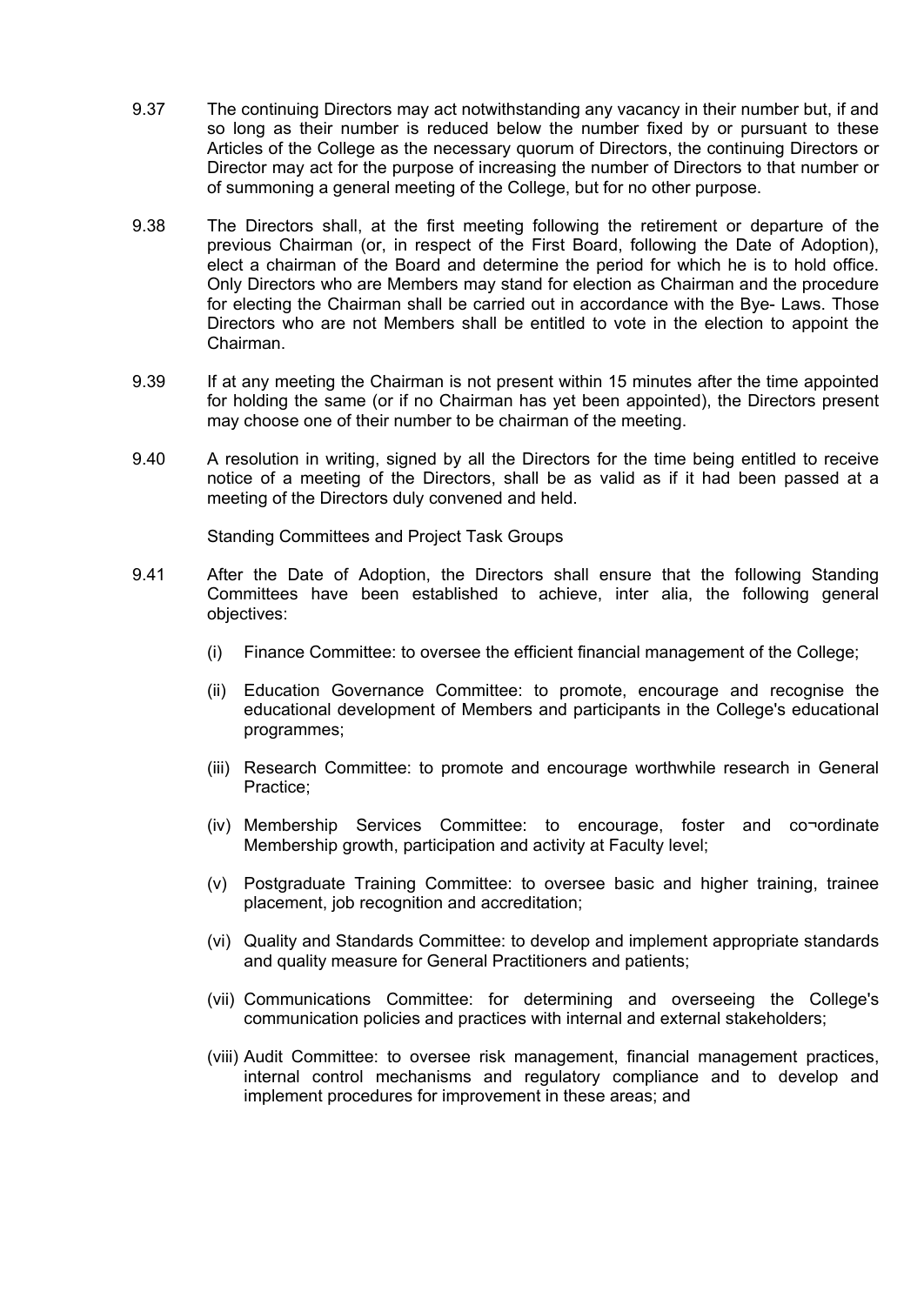9.37 The continuing Directors may act notwithstanding any vacancy in their number but, if and so long as their number is reduced below the number fixed by or pursuant to these Articles of the College as the necessary quorum of Directors, the continuing Directors or Director may act for the purpose of increasing the number of Directors to that number or of summoning a general meeting of the College, but for no other purpose.

9.38 The Directors shall, at the first meeting following the retirement or departure of the previous Chairman (or, in respect of the First Board, following the Date of Adoption), elect a chairman of the Board and determine the period for which he is to hold office. Only Directors who are Members may stand for election as Chairman and the procedure for electing the Chairman shall be carried out in accordance with the Bye- Laws. Those Directors who are not Members shall be entitled to vote in the election to appoint the Chairman.

9.39 If at any meeting the Chairman is not present within 15 minutes after the time appointed for holding the same (or if no Chairman has yet been appointed), the Directors present may choose one of their number to be chairman of the meeting.

9.40 A resolution in writing, signed by all the Directors for the time being entitled to receive notice of a meeting of the Directors, shall be as valid as if it had been passed at a meeting of the Directors duly convened and held.

Standing Committees and Project Task Groups

9.41 After the Date of Adoption, the Directors shall ensure that the following Standing Committees have been established to achieve, inter alia, the following general objectives:

(i) Finance Committee: to oversee the efficient financial management of the College;

(ii) Education Governance Committee: to promote, encourage and recognise the educational development of Members and participants in the College's educational programmes;

(iii) Research Committee: to promote and encourage worthwhile research in General Practice;

(iv) Membership Services Committee: to encourage, foster and co¬ordinate Membership growth, participation and activity at Faculty level;

(v) Postgraduate Training Committee: to oversee basic and higher training, trainee placement, job recognition and accreditation;

(vi) Quality and Standards Committee: to develop and implement appropriate standards and quality measure for General Practitioners and patients;

(vii) Communications Committee: for determining and overseeing the College's communication policies and practices with internal and external stakeholders;

(viii) Audit Committee: to oversee risk management, financial management practices, internal control mechanisms and regulatory compliance and to develop and implement procedures for improvement in these areas; and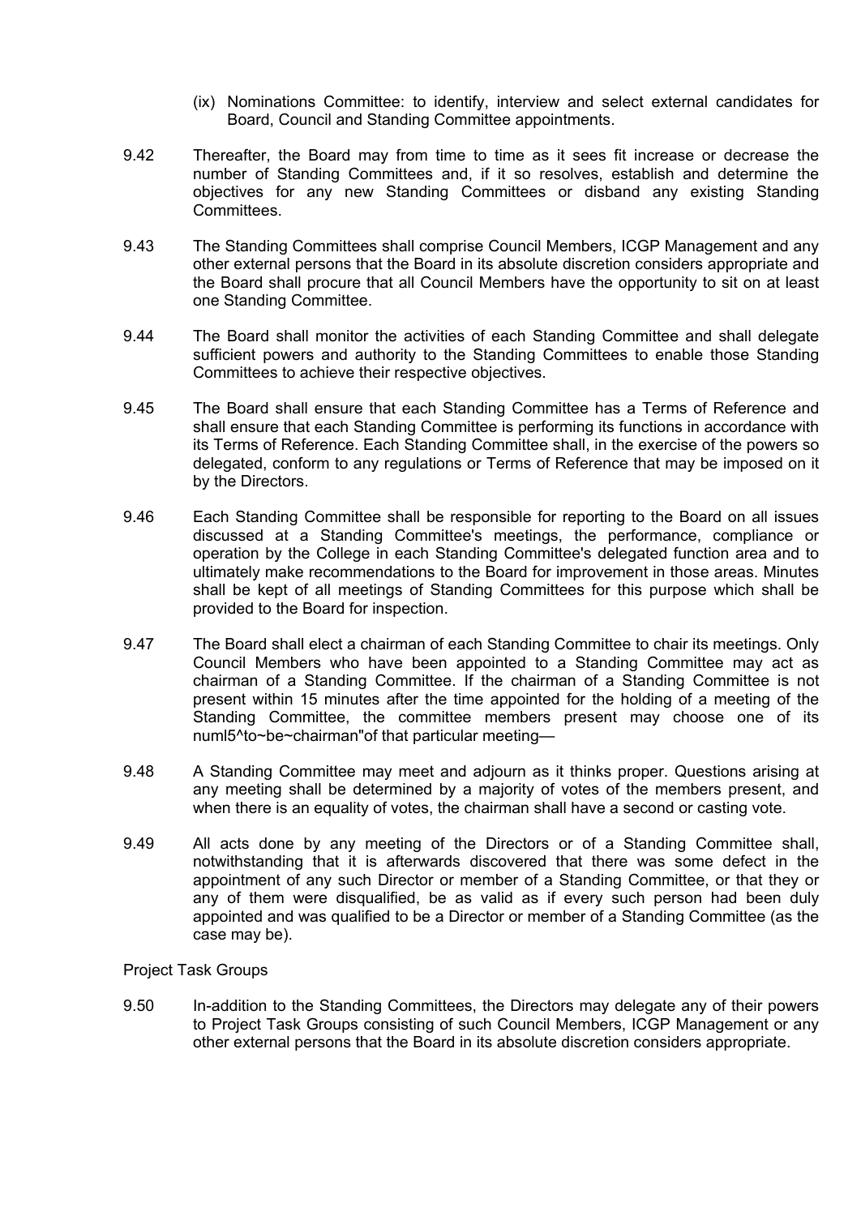(ix) Nominations Committee: to identify, interview and select external candidates for Board, Council and Standing Committee appointments.

9.42 Thereafter, the Board may from time to time as it sees fit increase or decrease the number of Standing Committees and, if it so resolves, establish and determine the objectives for any new Standing Committees or disband any existing Standing Committees.

9.43 The Standing Committees shall comprise Council Members, ICGP Management and any other external persons that the Board in its absolute discretion considers appropriate and the Board shall procure that all Council Members have the opportunity to sit on at least one Standing Committee.

9.44 The Board shall monitor the activities of each Standing Committee and shall delegate sufficient powers and authority to the Standing Committees to enable those Standing Committees to achieve their respective objectives.

9.45 The Board shall ensure that each Standing Committee has a Terms of Reference and shall ensure that each Standing Committee is performing its functions in accordance with its Terms of Reference. Each Standing Committee shall, in the exercise of the powers so delegated, conform to any regulations or Terms of Reference that may be imposed on it by the Directors.

9.46 Each Standing Committee shall be responsible for reporting to the Board on all issues discussed at a Standing Committee's meetings, the performance, compliance or operation by the College in each Standing Committee's delegated function area and to ultimately make recommendations to the Board for improvement in those areas. Minutes shall be kept of all meetings of Standing Committees for this purpose which shall be provided to the Board for inspection.

9.47 The Board shall elect a chairman of each Standing Committee to chair its meetings. Only Council Members who have been appointed to a Standing Committee may act as chairman of a Standing Committee. If the chairman of a Standing Committee is not present within 15 minutes after the time appointed for the holding of a meeting of the Standing Committee, the committee members present may choose one of its numl5^to~be~chairman"of that particular meeting—

9.48 A Standing Committee may meet and adjourn as it thinks proper. Questions arising at any meeting shall be determined by a majority of votes of the members present, and when there is an equality of votes, the chairman shall have a second or casting vote.

9.49 All acts done by any meeting of the Directors or of a Standing Committee shall, notwithstanding that it is afterwards discovered that there was some defect in the appointment of any such Director or member of a Standing Committee, or that they or any of them were disqualified, be as valid as if every such person had been duly appointed and was qualified to be a Director or member of a Standing Committee (as the case may be).

Project Task Groups

9.50 In-addition to the Standing Committees, the Directors may delegate any of their powers to Project Task Groups consisting of such Council Members, ICGP Management or any other external persons that the Board in its absolute discretion considers appropriate.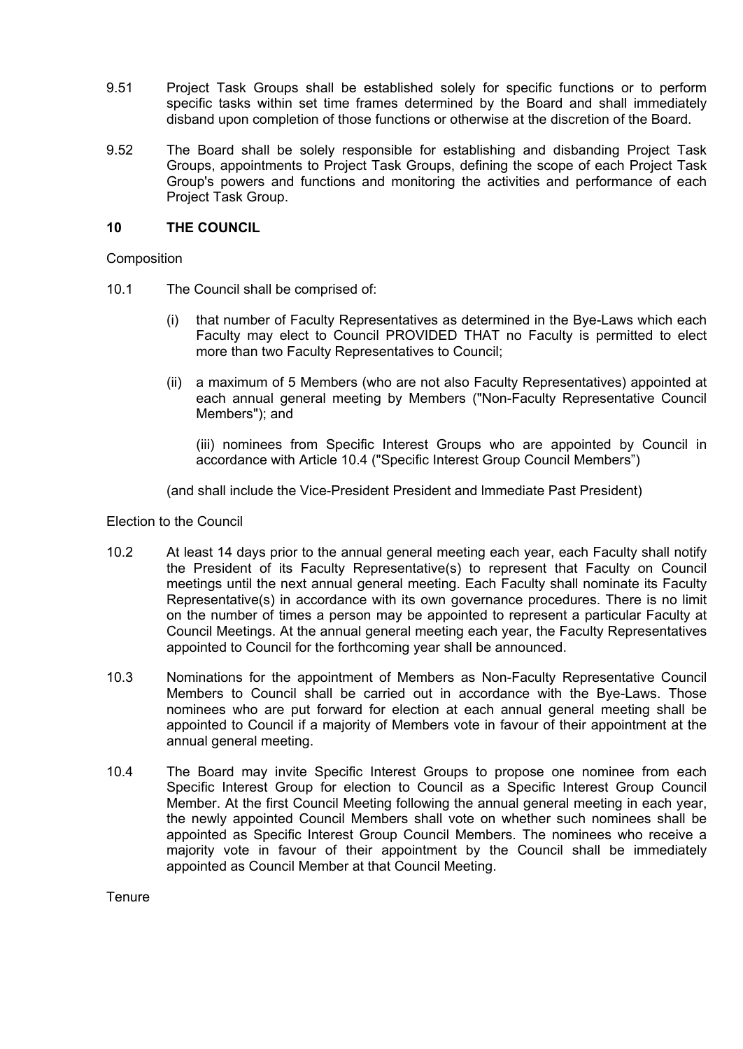9.51 Project Task Groups shall be established solely for specific functions or to perform specific tasks within set time frames determined by the Board and shall immediately disband upon completion of those functions or otherwise at the discretion of the Board.

9.52 The Board shall be solely responsible for establishing and disbanding Project Task Groups, appointments to Project Task Groups, defining the scope of each Project Task Group's powers and functions and monitoring the activities and performance of each Project Task Group.

## 10 THE COUNCIL

Composition

10.1 The Council shall be comprised of:

(i) that number of Faculty Representatives as determined in the Bye-Laws which each Faculty may elect to Council PROVIDED THAT no Faculty is permitted to elect more than two Faculty Representatives to Council;

(ii) a maximum of 5 Members (who are not also Faculty Representatives) appointed at each annual general meeting by Members ("Non-Faculty Representative Council Members"); and

(iii) nominees from Specific Interest Groups who are appointed by Council in accordance with Article 10.4 ("Specific Interest Group Council Members")

(and shall include the Vice-President President and Immediate Past President)

Election to the Council

10.2 At least 14 days prior to the annual general meeting each year, each Faculty shall notify the President of its Faculty Representative(s) to represent that Faculty on Council meetings until the next annual general meeting. Each Faculty shall nominate its Faculty Representative(s) in accordance with its own governance procedures. There is no limit on the number of times a person may be appointed to represent a particular Faculty at Council Meetings. At the annual general meeting each year, the Faculty Representatives appointed to Council for the forthcoming year shall be announced.

10.3 Nominations for the appointment of Members as Non-Faculty Representative Council Members to Council shall be carried out in accordance with the Bye-Laws. Those nominees who are put forward for election at each annual general meeting shall be appointed to Council if a majority of Members vote in favour of their appointment at the annual general meeting.

10.4 The Board may invite Specific Interest Groups to propose one nominee from each Specific Interest Group for election to Council as a Specific Interest Group Council Member. At the first Council Meeting following the annual general meeting in each year, the newly appointed Council Members shall vote on whether such nominees shall be appointed as Specific Interest Group Council Members. The nominees who receive a majority vote in favour of their appointment by the Council shall be immediately appointed as Council Member at that Council Meeting.

Tenure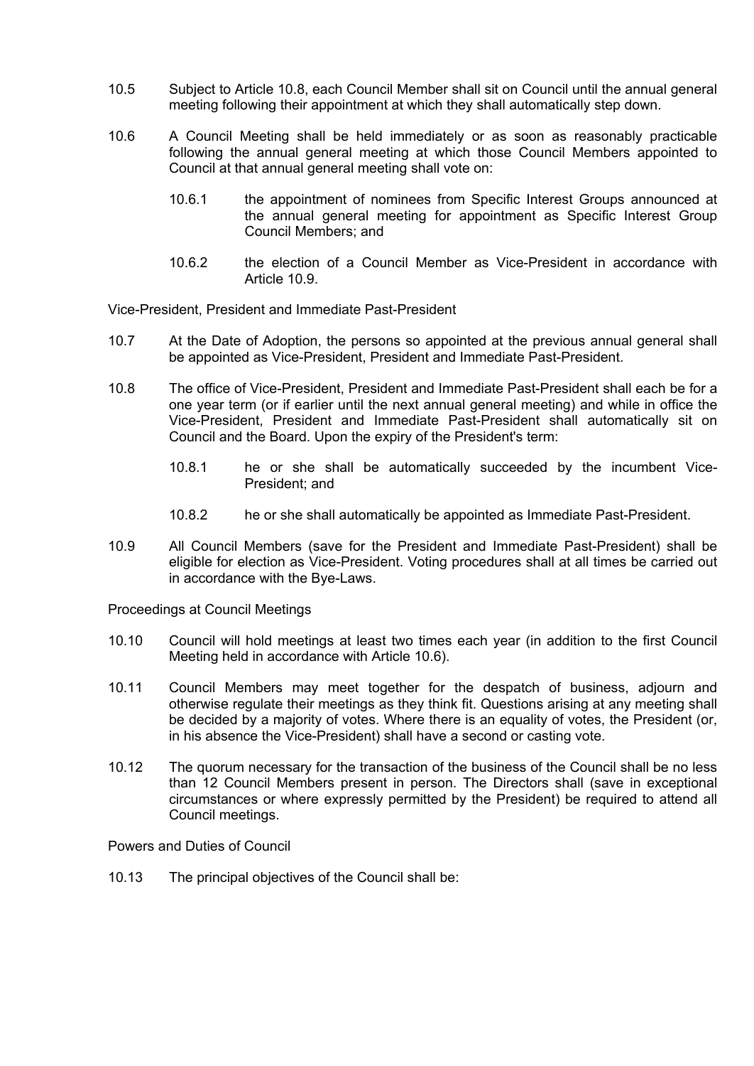10.5 Subject to Article 10.8, each Council Member shall sit on Council until the annual general meeting following their appointment at which they shall automatically step down.

10.6 A Council Meeting shall be held immediately or as soon as reasonably practicable following the annual general meeting at which those Council Members appointed to Council at that annual general meeting shall vote on:

10.6.1 the appointment of nominees from Specific Interest Groups announced at the annual general meeting for appointment as Specific Interest Group Council Members; and

10.6.2 the election of a Council Member as Vice-President in accordance with Article 10.9.

Vice-President, President and Immediate Past-President

10.7 At the Date of Adoption, the persons so appointed at the previous annual general shall be appointed as Vice-President, President and Immediate Past-President.

10.8 The office of Vice-President, President and Immediate Past-President shall each be for a one year term (or if earlier until the next annual general meeting) and while in office the Vice-President, President and Immediate Past-President shall automatically sit on Council and the Board. Upon the expiry of the President's term:

10.8.1 he or she shall be automatically succeeded by the incumbent Vice-President; and

10.8.2 he or she shall automatically be appointed as Immediate Past-President.

10.9 All Council Members (save for the President and Immediate Past-President) shall be eligible for election as Vice-President. Voting procedures shall at all times be carried out in accordance with the Bye-Laws.

Proceedings at Council Meetings

10.10 Council will hold meetings at least two times each year (in addition to the first Council Meeting held in accordance with Article 10.6).

10.11 Council Members may meet together for the despatch of business, adjourn and otherwise regulate their meetings as they think fit. Questions arising at any meeting shall be decided by a majority of votes. Where there is an equality of votes, the President (or, in his absence the Vice-President) shall have a second or casting vote.

10.12 The quorum necessary for the transaction of the business of the Council shall be no less than 12 Council Members present in person. The Directors shall (save in exceptional circumstances or where expressly permitted by the President) be required to attend all Council meetings.

Powers and Duties of Council

10.13 The principal objectives of the Council shall be: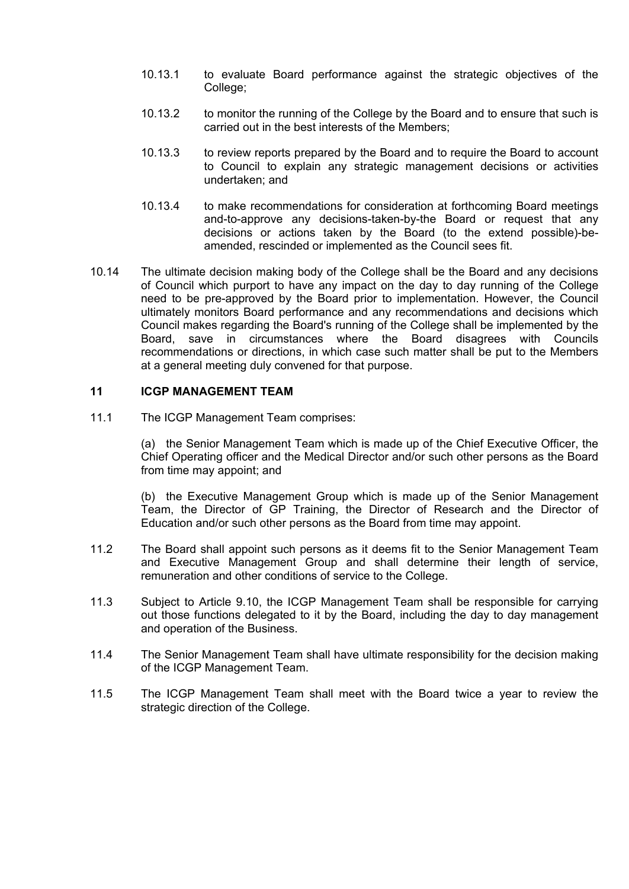10.13.1 to evaluate Board performance against the strategic objectives of the College;

10.13.2 to monitor the running of the College by the Board and to ensure that such is carried out in the best interests of the Members;

10.13.3 to review reports prepared by the Board and to require the Board to account to Council to explain any strategic management decisions or activities undertaken; and

10.13.4 to make recommendations for consideration at forthcoming Board meetings and-to-approve any decisions-taken-by-the Board or request that any decisions or actions taken by the Board (to the extend possible)-be-amended, rescinded or implemented as the Council sees fit.

10.14 The ultimate decision making body of the College shall be the Board and any decisions of Council which purport to have any impact on the day to day running of the College need to be pre-approved by the Board prior to implementation. However, the Council ultimately monitors Board performance and any recommendations and decisions which Council makes regarding the Board's running of the College shall be implemented by the Board, save in circumstances where the Board disagrees with Councils recommendations or directions, in which case such matter shall be put to the Members at a general meeting duly convened for that purpose.

## 11 ICGP MANAGEMENT TEAM

11.1 The ICGP Management Team comprises:

(a) the Senior Management Team which is made up of the Chief Executive Officer, the Chief Operating officer and the Medical Director and/or such other persons as the Board from time may appoint; and

(b) the Executive Management Group which is made up of the Senior Management Team, the Director of GP Training, the Director of Research and the Director of Education and/or such other persons as the Board from time may appoint.

11.2 The Board shall appoint such persons as it deems fit to the Senior Management Team and Executive Management Group and shall determine their length of service, remuneration and other conditions of service to the College.

11.3 Subject to Article 9.10, the ICGP Management Team shall be responsible for carrying out those functions delegated to it by the Board, including the day to day management and operation of the Business.

11.4 The Senior Management Team shall have ultimate responsibility for the decision making of the ICGP Management Team.

11.5 The ICGP Management Team shall meet with the Board twice a year to review the strategic direction of the College.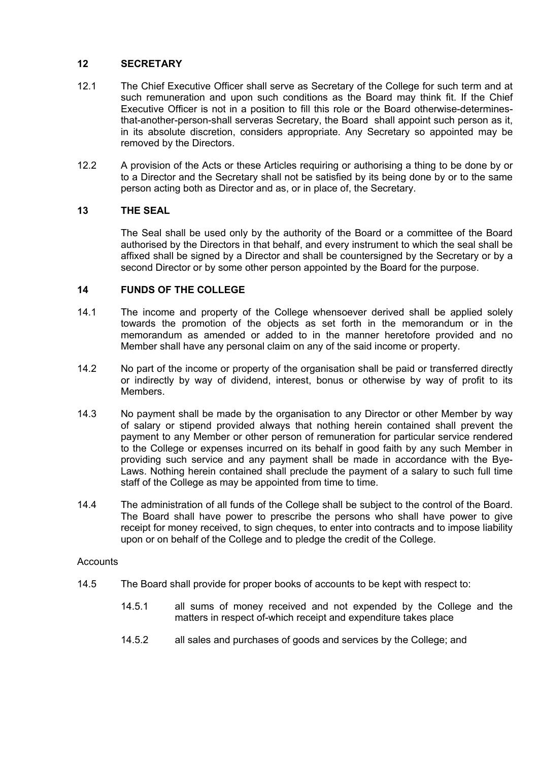## 12 SECRETARY

12.1 The Chief Executive Officer shall serve as Secretary of the College for such term and at such remuneration and upon such conditions as the Board may think fit. If the Chief Executive Officer is not in a position to fill this role or the Board otherwise-determines-that-another-person-shall serveras Secretary, the Board shall appoint such person as it, in its absolute discretion, considers appropriate. Any Secretary so appointed may be removed by the Directors.

12.2 A provision of the Acts or these Articles requiring or authorising a thing to be done by or to a Director and the Secretary shall not be satisfied by its being done by or to the same person acting both as Director and as, or in place of, the Secretary.

## 13 THE SEAL

The Seal shall be used only by the authority of the Board or a committee of the Board authorised by the Directors in that behalf, and every instrument to which the seal shall be affixed shall be signed by a Director and shall be countersigned by the Secretary or by a second Director or by some other person appointed by the Board for the purpose.

## 14 FUNDS OF THE COLLEGE

14.1 The income and property of the College whensoever derived shall be applied solely towards the promotion of the objects as set forth in the memorandum or in the memorandum as amended or added to in the manner heretofore provided and no Member shall have any personal claim on any of the said income or property.

14.2 No part of the income or property of the organisation shall be paid or transferred directly or indirectly by way of dividend, interest, bonus or otherwise by way of profit to its Members.

14.3 No payment shall be made by the organisation to any Director or other Member by way of salary or stipend provided always that nothing herein contained shall prevent the payment to any Member or other person of remuneration for particular service rendered to the College or expenses incurred on its behalf in good faith by any such Member in providing such service and any payment shall be made in accordance with the Bye-Laws. Nothing herein contained shall preclude the payment of a salary to such full time staff of the College as may be appointed from time to time.

14.4 The administration of all funds of the College shall be subject to the control of the Board. The Board shall have power to prescribe the persons who shall have power to give receipt for money received, to sign cheques, to enter into contracts and to impose liability upon or on behalf of the College and to pledge the credit of the College.

Accounts

14.5 The Board shall provide for proper books of accounts to be kept with respect to:

14.5.1 all sums of money received and not expended by the College and the matters in respect of-which receipt and expenditure takes place

14.5.2 all sales and purchases of goods and services by the College; and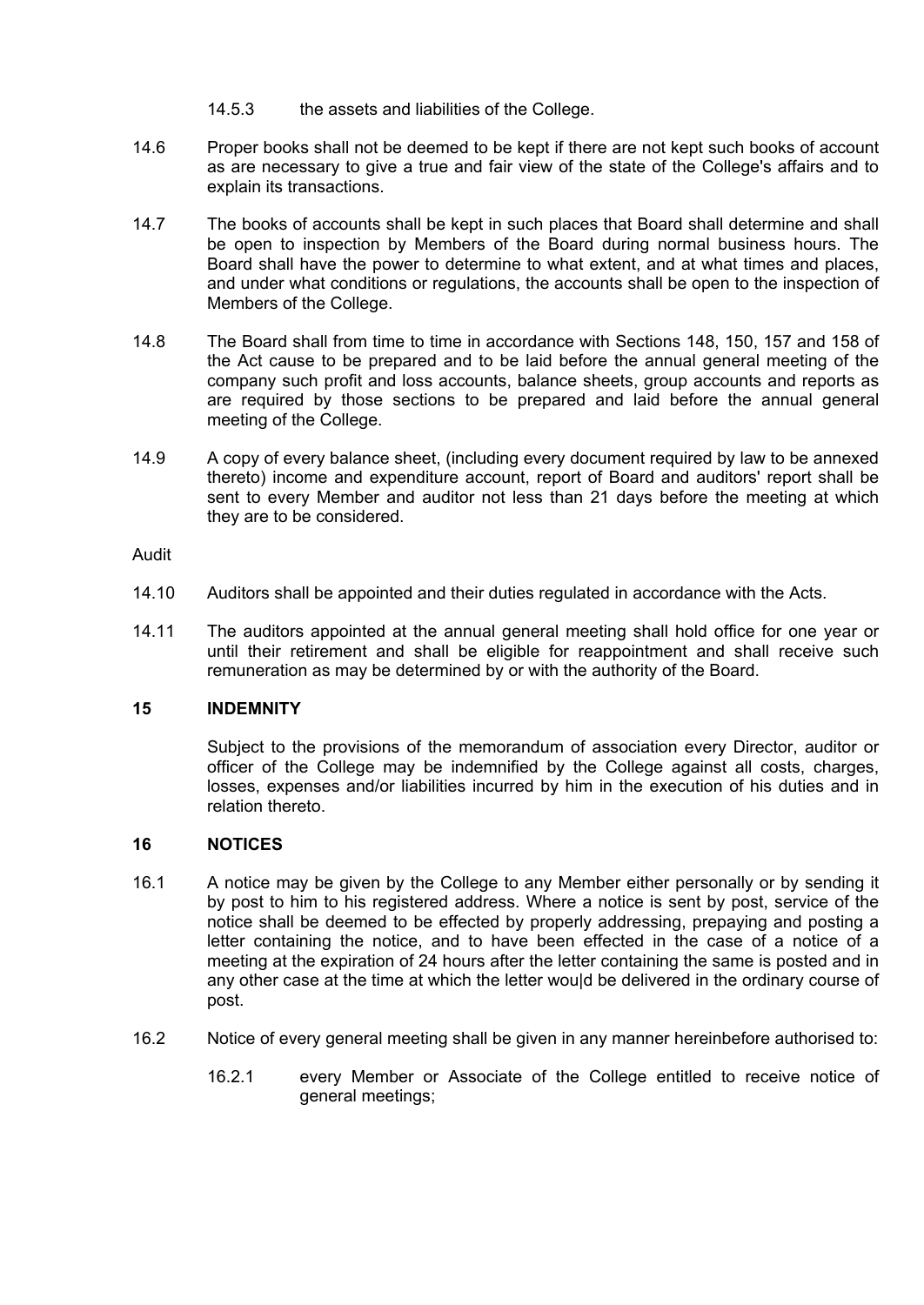14.5.3 the assets and liabilities of the College.

14.6 Proper books shall not be deemed to be kept if there are not kept such books of account as are necessary to give a true and fair view of the state of the College's affairs and to explain its transactions.

14.7 The books of accounts shall be kept in such places that Board shall determine and shall be open to inspection by Members of the Board during normal business hours. The Board shall have the power to determine to what extent, and at what times and places, and under what conditions or regulations, the accounts shall be open to the inspection of Members of the College.

14.8 The Board shall from time to time in accordance with Sections 148, 150, 157 and 158 of the Act cause to be prepared and to be laid before the annual general meeting of the company such profit and loss accounts, balance sheets, group accounts and reports as are required by those sections to be prepared and laid before the annual general meeting of the College.

14.9 A copy of every balance sheet, (including every document required by law to be annexed thereto) income and expenditure account, report of Board and auditors' report shall be sent to every Member and auditor not less than 21 days before the meeting at which they are to be considered.

Audit

14.10 Auditors shall be appointed and their duties regulated in accordance with the Acts.

14.11 The auditors appointed at the annual general meeting shall hold office for one year or until their retirement and shall be eligible for reappointment and shall receive such remuneration as may be determined by or with the authority of the Board.

## 15 INDEMNITY

Subject to the provisions of the memorandum of association every Director, auditor or officer of the College may be indemnified by the College against all costs, charges, losses, expenses and/or liabilities incurred by him in the execution of his duties and in relation thereto.

## 16 NOTICES

16.1 A notice may be given by the College to any Member either personally or by sending it by post to him to his registered address. Where a notice is sent by post, service of the notice shall be deemed to be effected by properly addressing, prepaying and posting a letter containing the notice, and to have been effected in the case of a notice of a meeting at the expiration of 24 hours after the letter containing the same is posted and in any other case at the time at which the letter wou|d be delivered in the ordinary course of post.

16.2 Notice of every general meeting shall be given in any manner hereinbefore authorised to:

16.2.1 every Member or Associate of the College entitled to receive notice of general meetings;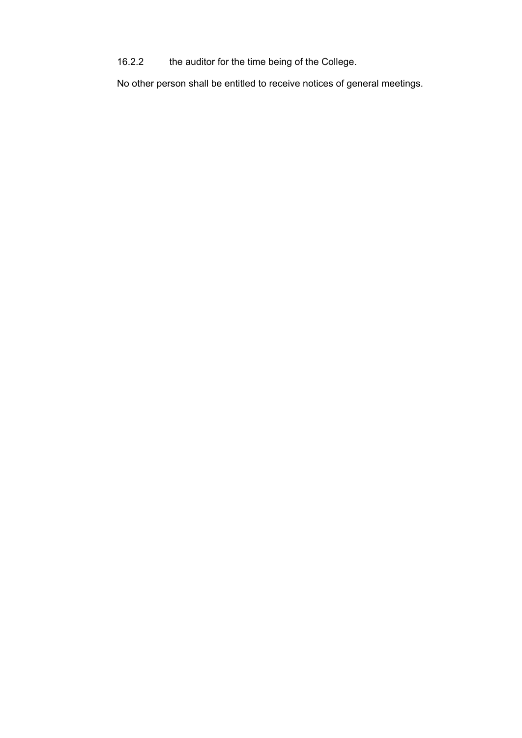16.2.2 the auditor for the time being of the College.

No other person shall be entitled to receive notices of general meetings.